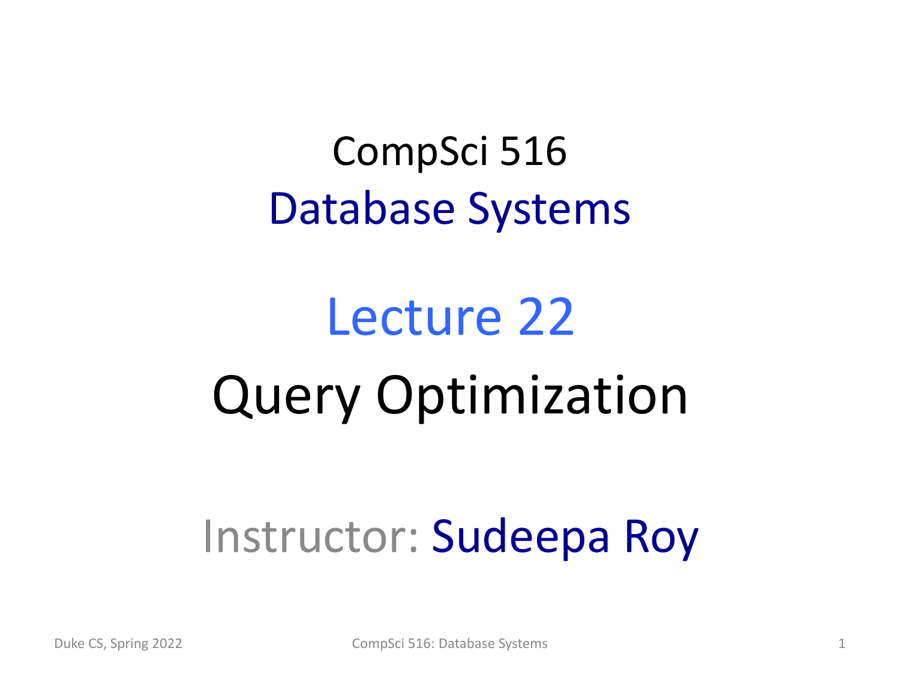# CompSci 516
## Database Systems

# Lecture 22
# Query Optimization

Instructor: Sudeepa Roy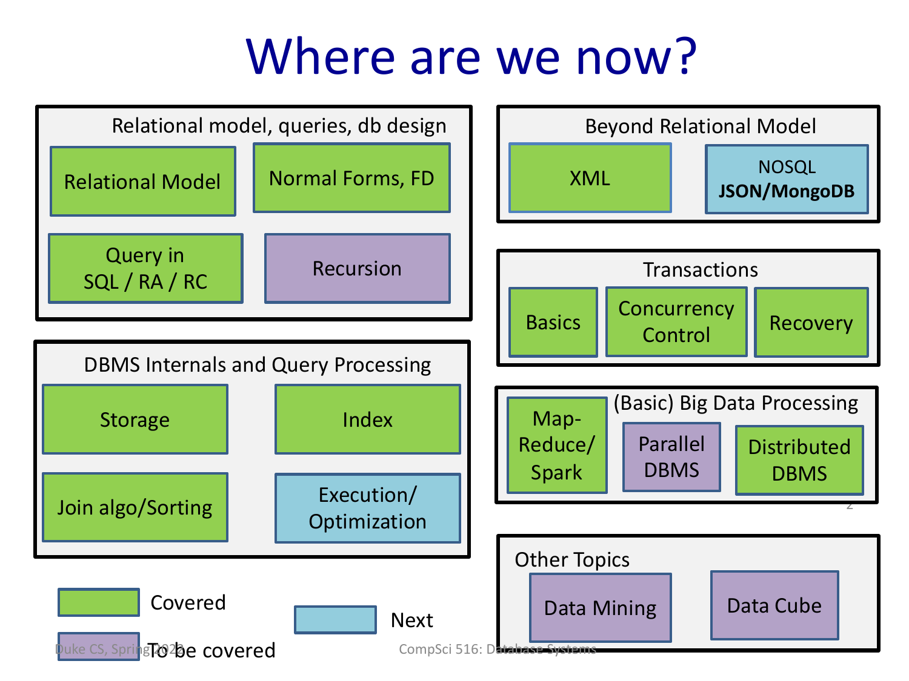# Where are we now?

## Relational model, queries, db design

- Relational Model (Covered)
- Normal Forms, FD (Covered)
- Query in SQL / RA / RC (Covered)
- Recursion (To be covered)

## DBMS Internals and Query Processing

- Storage (Covered)
- Index (Covered)
- Join algo/Sorting (Covered)
- Execution/ Optimization (Next)

## Beyond Relational Model

- XML (Covered)
- NOSQL **JSON/MongoDB** (Next)

## Transactions

- Basics (Covered)
- Concurrency Control (Covered)
- Recovery (Covered)

## (Basic) Big Data Processing

- Map-Reduce/ Spark (Covered)
- Parallel DBMS (To be covered)
- Distributed DBMS (Covered)

## Other Topics

- Data Mining (To be covered)
- Data Cube (To be covered)

**Legend:**
- Covered
- Next
- To be covered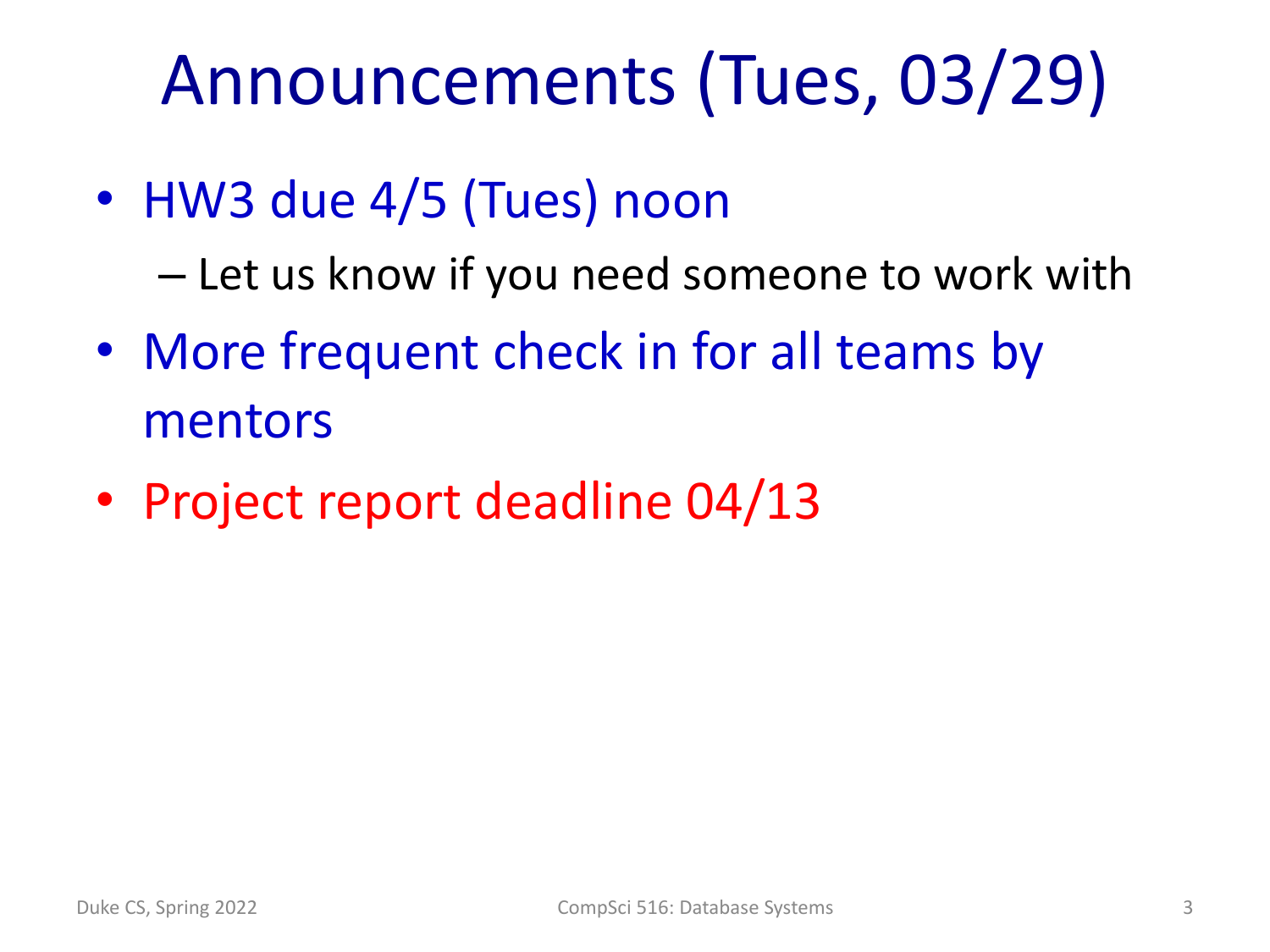# Announcements (Tues, 03/29)

- HW3 due 4/5 (Tues) noon
  - Let us know if you need someone to work with
- More frequent check in for all teams by mentors
- Project report deadline 04/13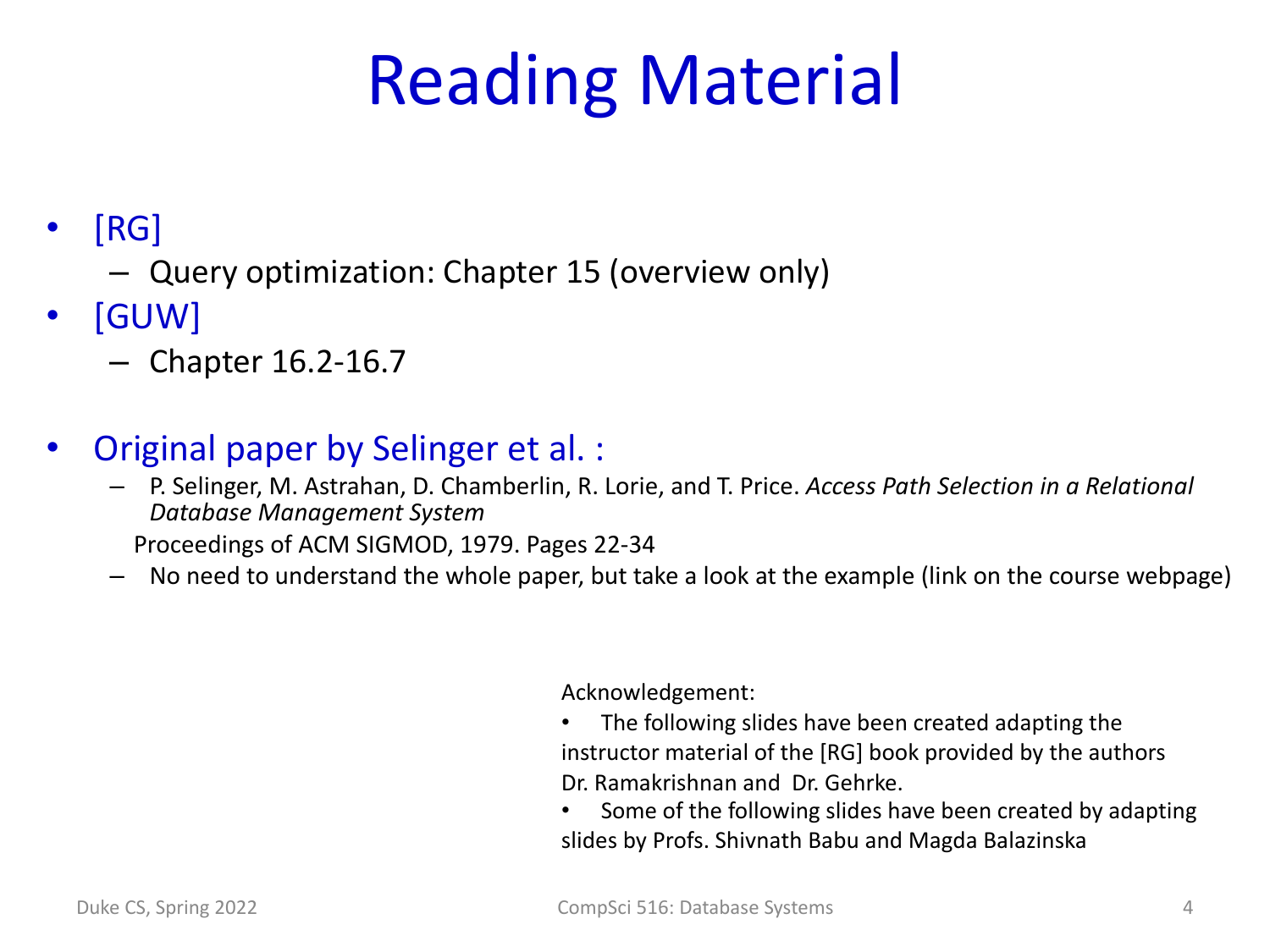# Reading Material

- [RG]
  - Query optimization: Chapter 15 (overview only)
- [GUW]
  - Chapter 16.2-16.7

- Original paper by Selinger et al. :
  - P. Selinger, M. Astrahan, D. Chamberlin, R. Lorie, and T. Price. *Access Path Selection in a Relational Database Management System*

    Proceedings of ACM SIGMOD, 1979. Pages 22-34
  - No need to understand the whole paper, but take a look at the example (link on the course webpage)

Acknowledgement:

- The following slides have been created adapting the instructor material of the [RG] book provided by the authors Dr. Ramakrishnan and Dr. Gehrke.
- Some of the following slides have been created by adapting slides by Profs. Shivnath Babu and Magda Balazinska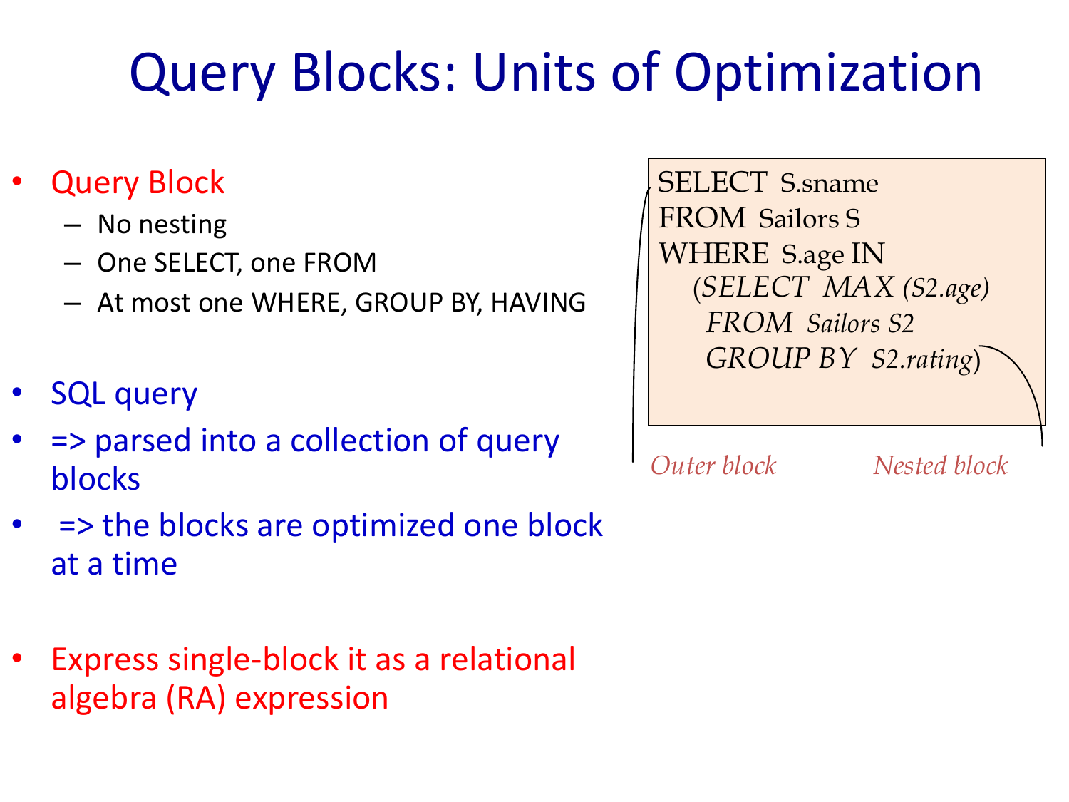# Query Blocks: Units of Optimization

- Query Block
  - No nesting
  - One SELECT, one FROM
  - At most one WHERE, GROUP BY, HAVING

- SQL query
- => parsed into a collection of query blocks
- => the blocks are optimized one block at a time

- Express single-block it as a relational algebra (RA) expression

```
SELECT  S.sname
FROM  Sailors S
WHERE  S.age IN
    (SELECT  MAX (S2.age)
     FROM  Sailors S2
     GROUP BY  S2.rating)
```

*Outer block* *Nested block*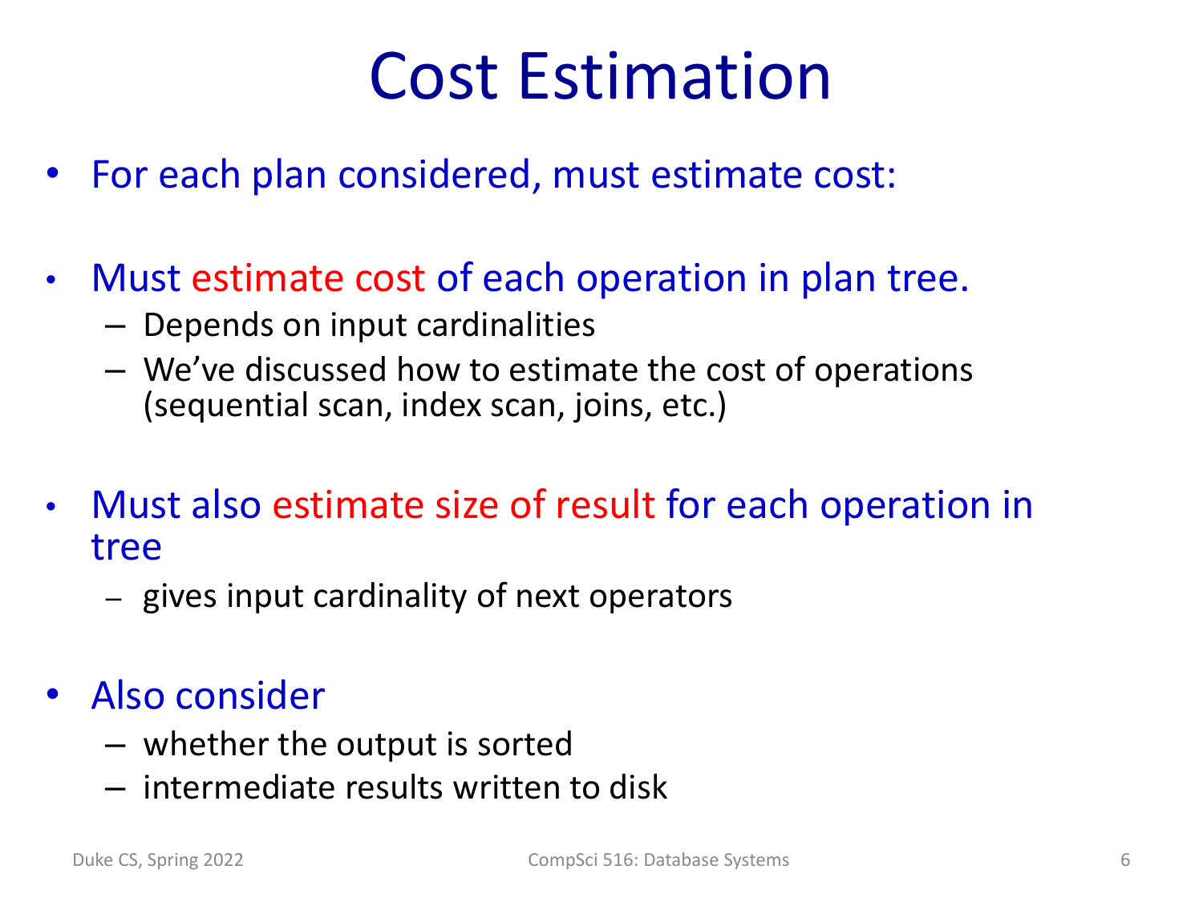# Cost Estimation

- For each plan considered, must estimate cost:

- Must estimate cost of each operation in plan tree.
  - Depends on input cardinalities
  - We've discussed how to estimate the cost of operations (sequential scan, index scan, joins, etc.)

- Must also estimate size of result for each operation in tree
  - gives input cardinality of next operators

- Also consider
  - whether the output is sorted
  - intermediate results written to disk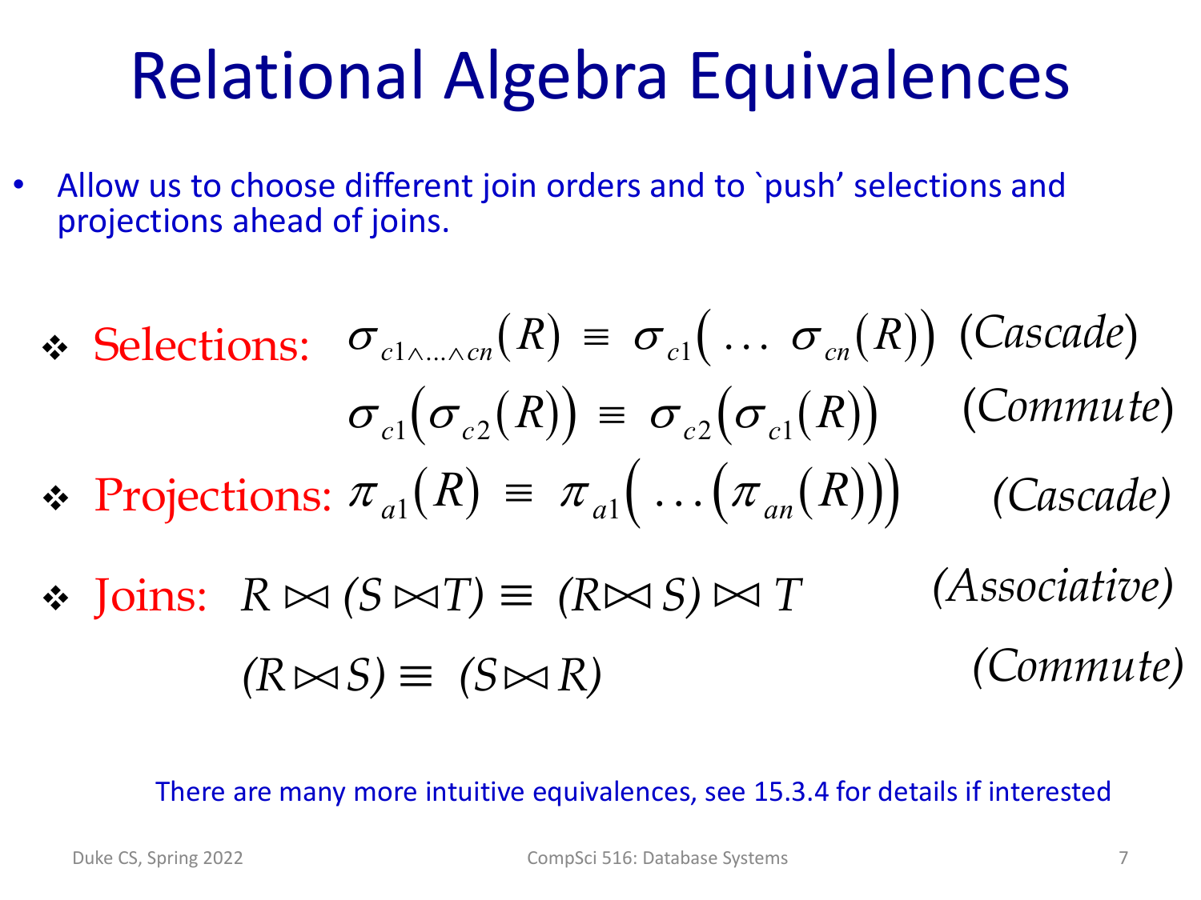# Relational Algebra Equivalences

- Allow us to choose different join orders and to `push' selections and projections ahead of joins.

- **Selections:** $\sigma_{c1 \wedge \ldots \wedge cn}(R) \equiv \sigma_{c1}(\ \ldots\ \sigma_{cn}(R))$ *(Cascade)*

  $\sigma_{c1}(\sigma_{c2}(R)) \equiv \sigma_{c2}(\sigma_{c1}(R))$ *(Commute)*

- **Projections:** $\pi_{a1}(R) \equiv \pi_{a1}(\ \ldots(\pi_{an}(R)))$ *(Cascade)*

- **Joins:** $R \bowtie (S \bowtie T) \equiv (R \bowtie S) \bowtie T$ *(Associative)*

  $(R \bowtie S) \equiv (S \bowtie R)$ *(Commute)*

There are many more intuitive equivalences, see 15.3.4 for details if interested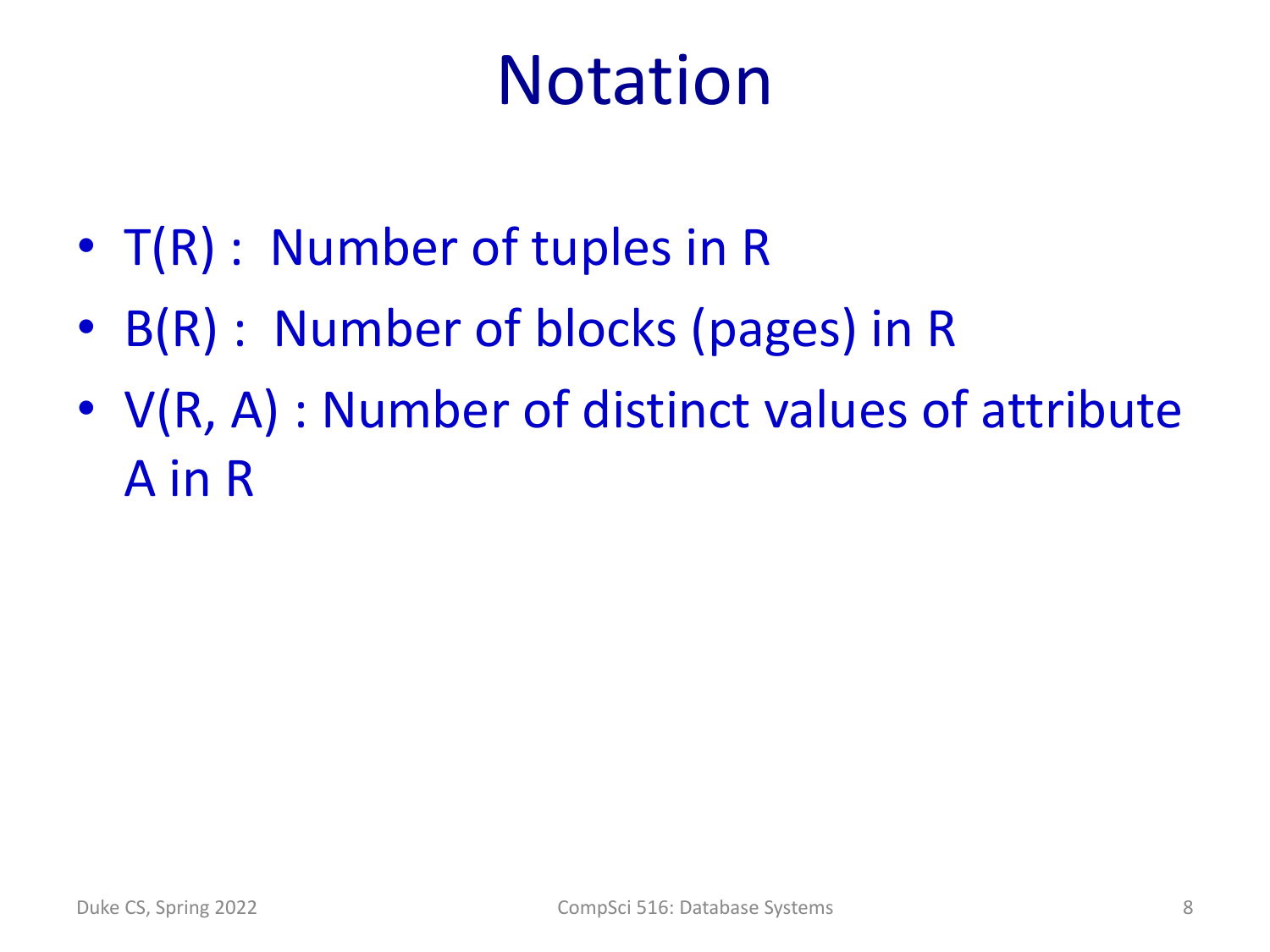# Notation

- T(R) : Number of tuples in R
- B(R) : Number of blocks (pages) in R
- V(R, A) : Number of distinct values of attribute A in R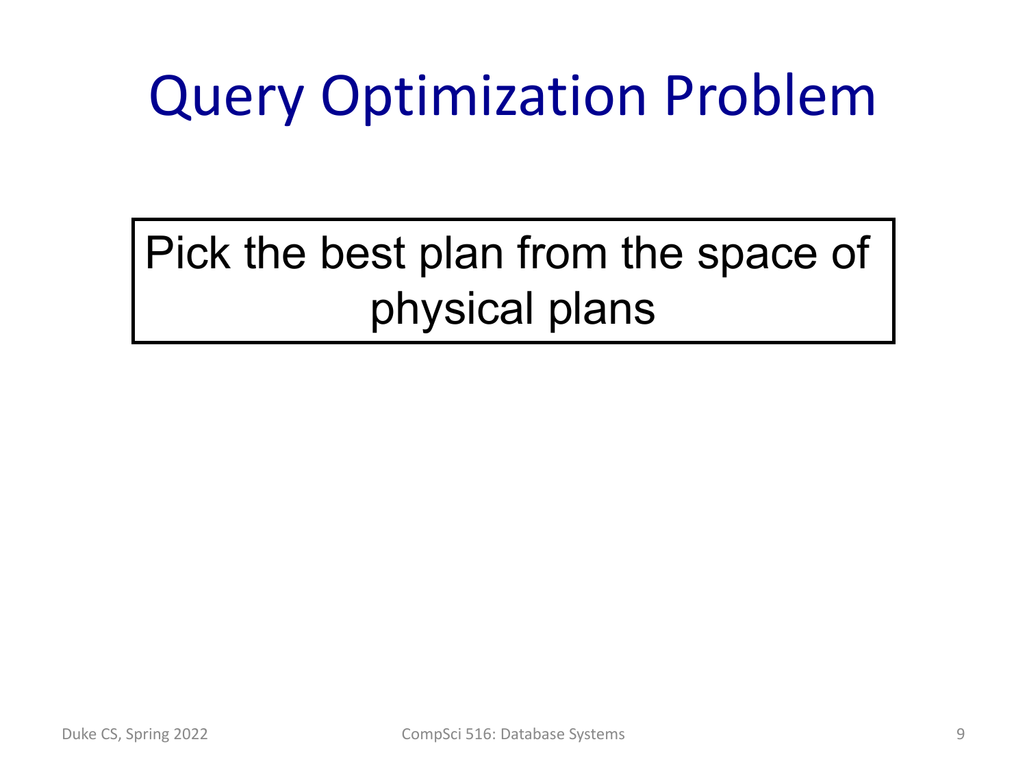# Query Optimization Problem

Pick the best plan from the space of physical plans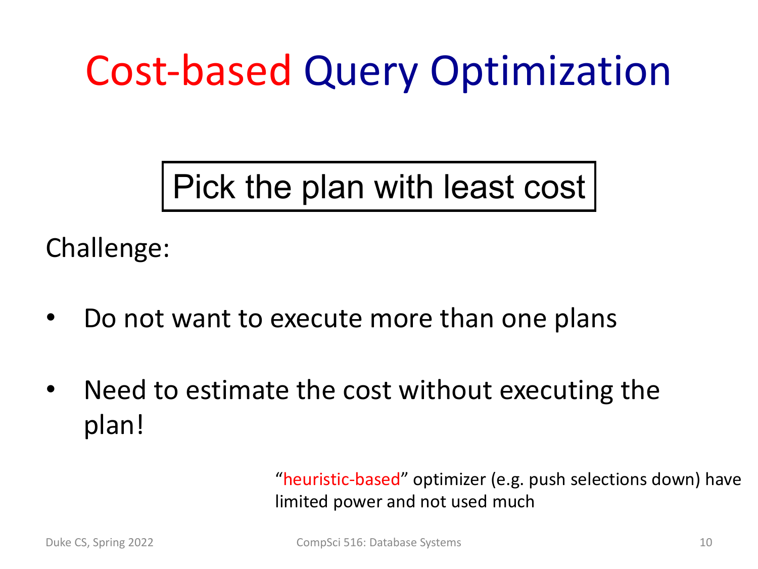# Cost-based Query Optimization

**Pick the plan with least cost**

Challenge:

- Do not want to execute more than one plans
- Need to estimate the cost without executing the plan!

"heuristic-based" optimizer (e.g. push selections down) have limited power and not used much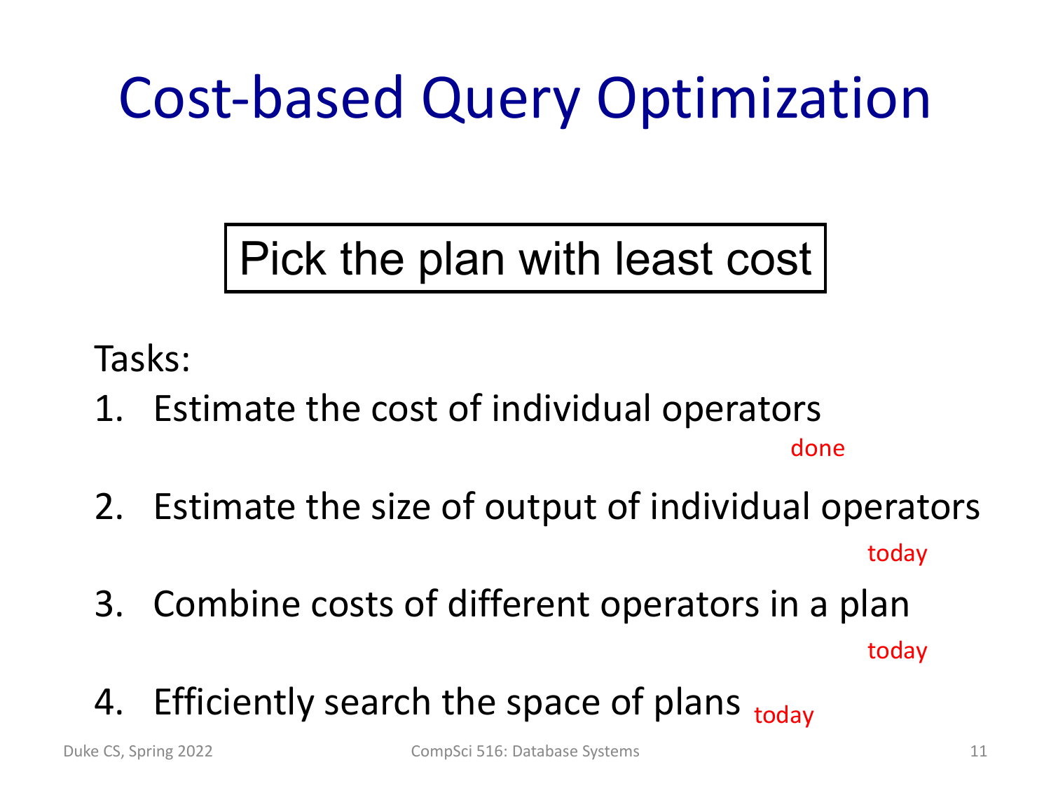# Cost-based Query Optimization

**Pick the plan with least cost**

Tasks:

1. Estimate the cost of individual operators
   done
2. Estimate the size of output of individual operators
   today
3. Combine costs of different operators in a plan
   today
4. Efficiently search the space of plans today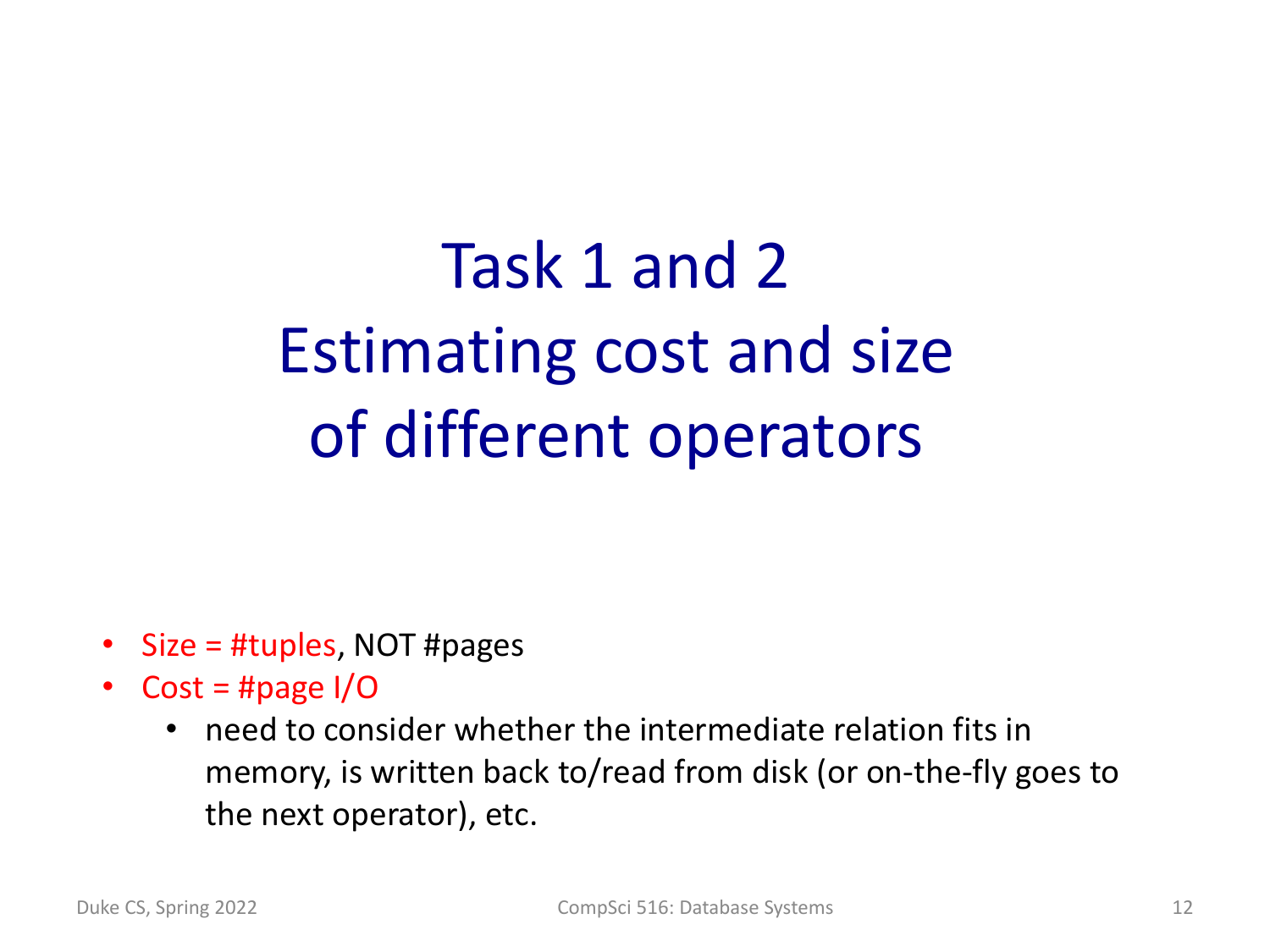# Task 1 and 2
# Estimating cost and size of different operators

- Size = #tuples, NOT #pages
- Cost = #page I/O
  - need to consider whether the intermediate relation fits in memory, is written back to/read from disk (or on-the-fly goes to the next operator), etc.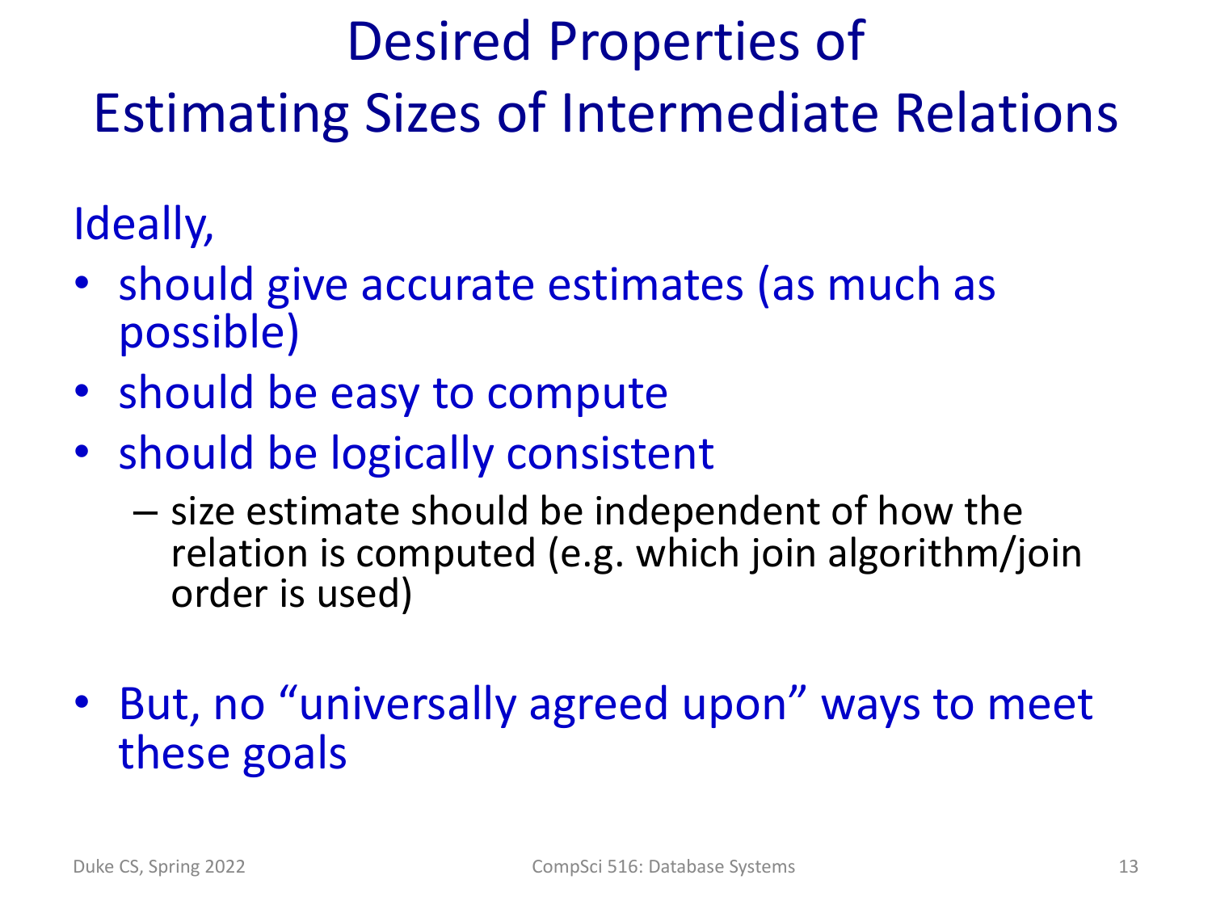# Desired Properties of Estimating Sizes of Intermediate Relations

Ideally,

- should give accurate estimates (as much as possible)
- should be easy to compute
- should be logically consistent
  - size estimate should be independent of how the relation is computed (e.g. which join algorithm/join order is used)

- But, no "universally agreed upon" ways to meet these goals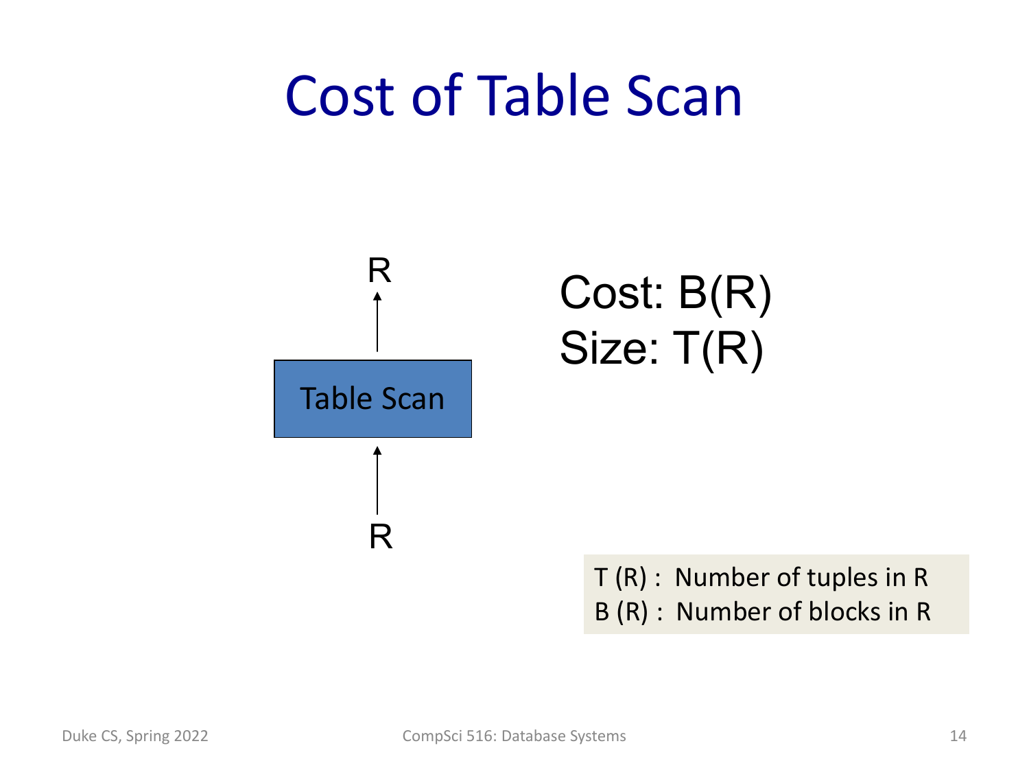# Cost of Table Scan

R

↑

Table Scan

↑

R

Cost: B(R)
Size: T(R)

T (R) : Number of tuples in R
B (R) : Number of blocks in R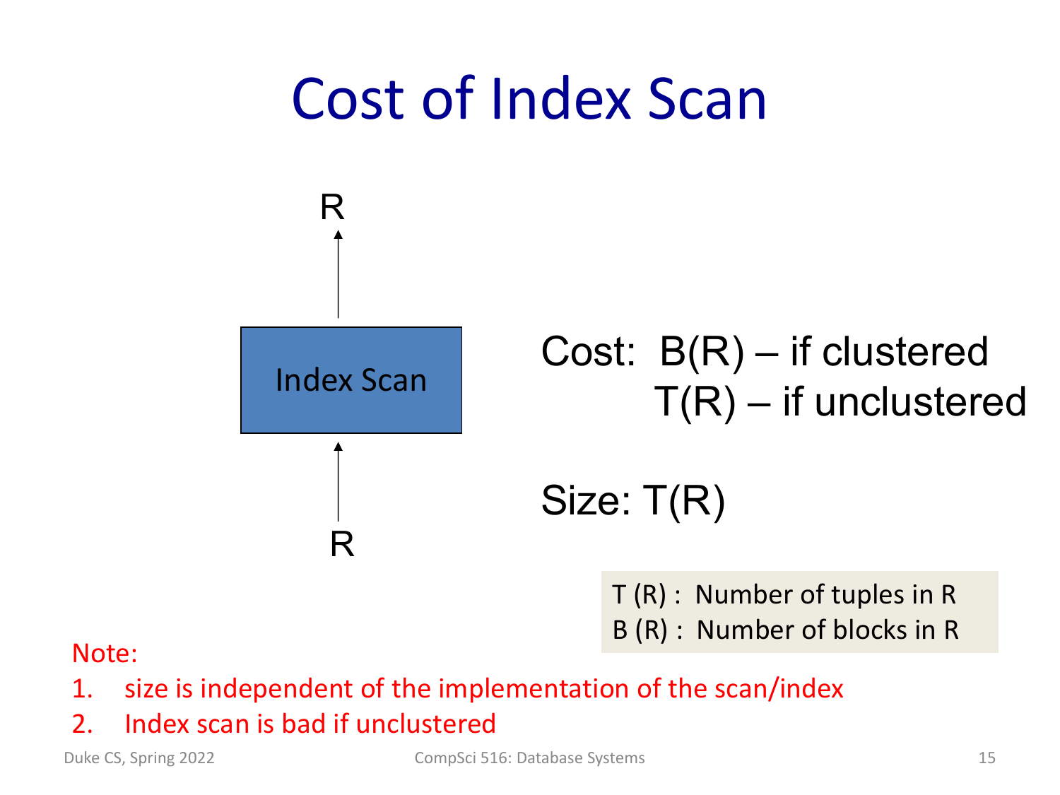# Cost of Index Scan

R

Index Scan

R

Cost: $B(R)$ – if clustered
$T(R)$ – if unclustered

Size: $T(R)$

$T(R)$ : Number of tuples in R
$B(R)$ : Number of blocks in R

Note:

1. size is independent of the implementation of the scan/index
2. Index scan is bad if unclustered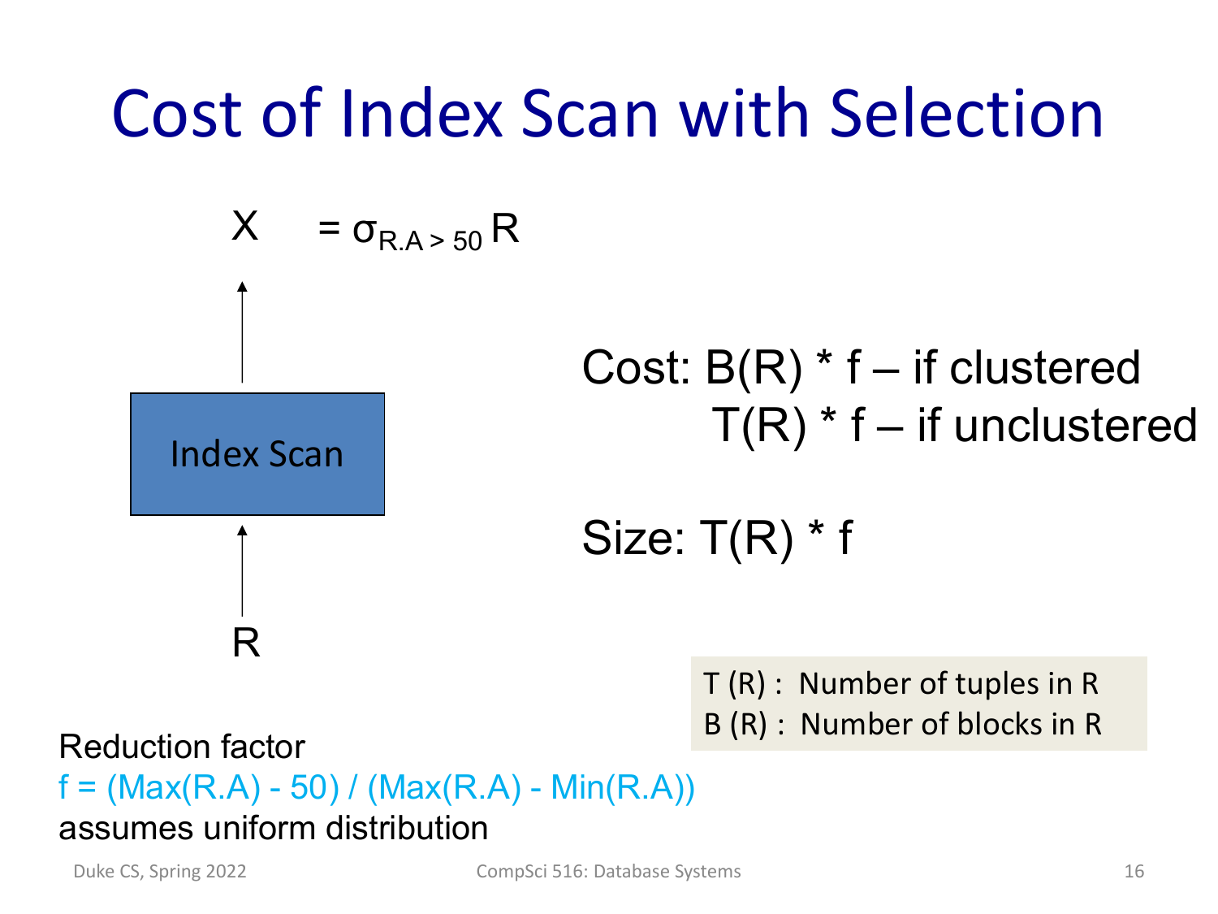# Cost of Index Scan with Selection

$X = \sigma_{R.A > 50} R$

Index Scan

R

Cost: $B(R) * f$ – if clustered
$T(R) * f$ – if unclustered

Size: $T(R) * f$

T (R) : Number of tuples in R
B (R) : Number of blocks in R

Reduction factor
$f = (Max(R.A) - 50) / (Max(R.A) - Min(R.A))$
assumes uniform distribution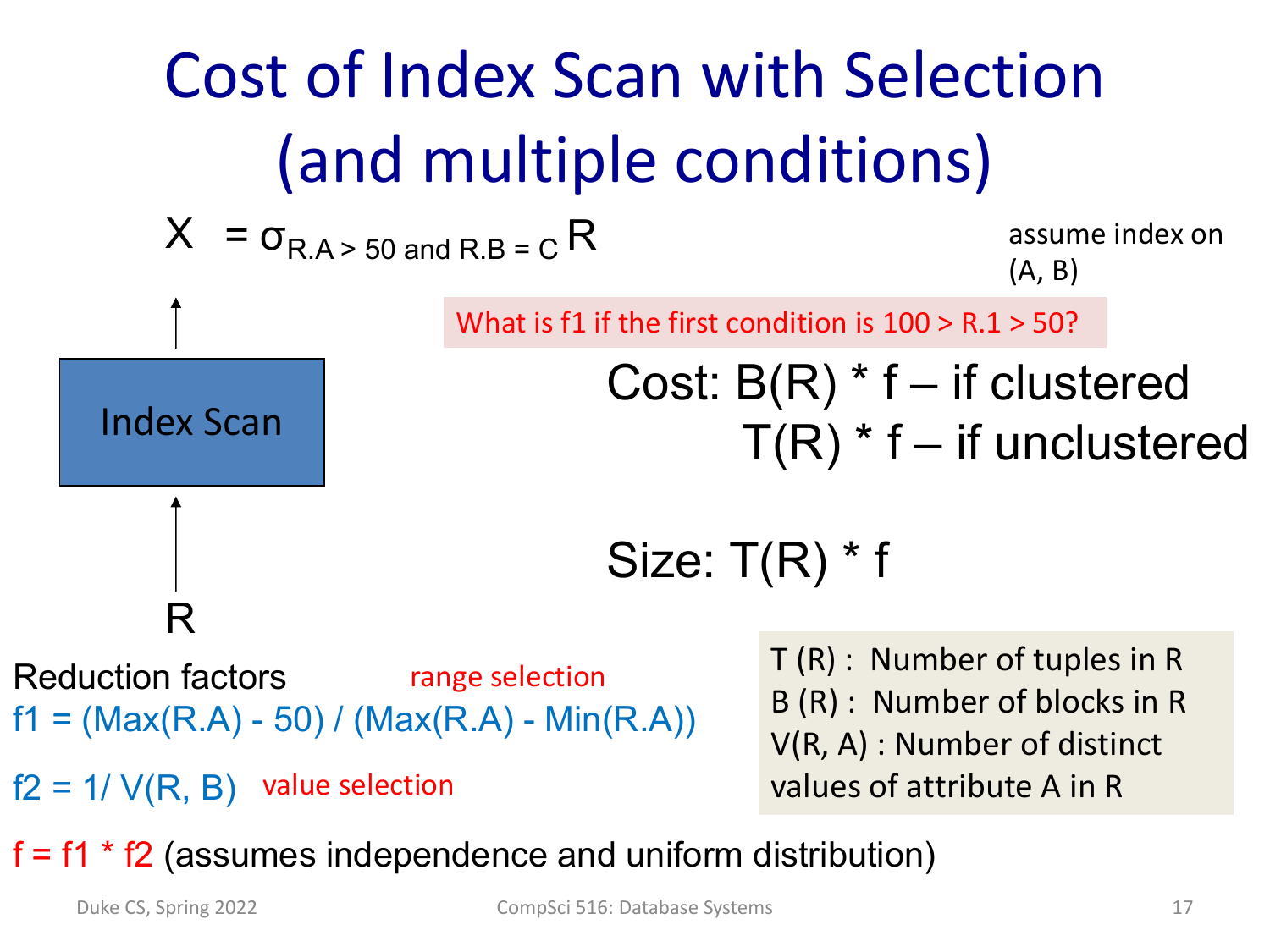# Cost of Index Scan with Selection (and multiple conditions)

$X = \sigma_{R.A > 50 \text{ and } R.B = C} R$

assume index on (A, B)

What is f1 if the first condition is 100 > R.1 > 50?

Index Scan

R

Cost: $B(R) * f$ – if clustered
$T(R) * f$ – if unclustered

Size: $T(R) * f$

Reduction factors

range selection
$f1 = (Max(R.A) - 50) / (Max(R.A) - Min(R.A))$

$f2 = 1/ V(R, B)$ value selection

$f = f1 * f2$ (assumes independence and uniform distribution)

T (R) : Number of tuples in R
B (R) : Number of blocks in R
V(R, A) : Number of distinct values of attribute A in R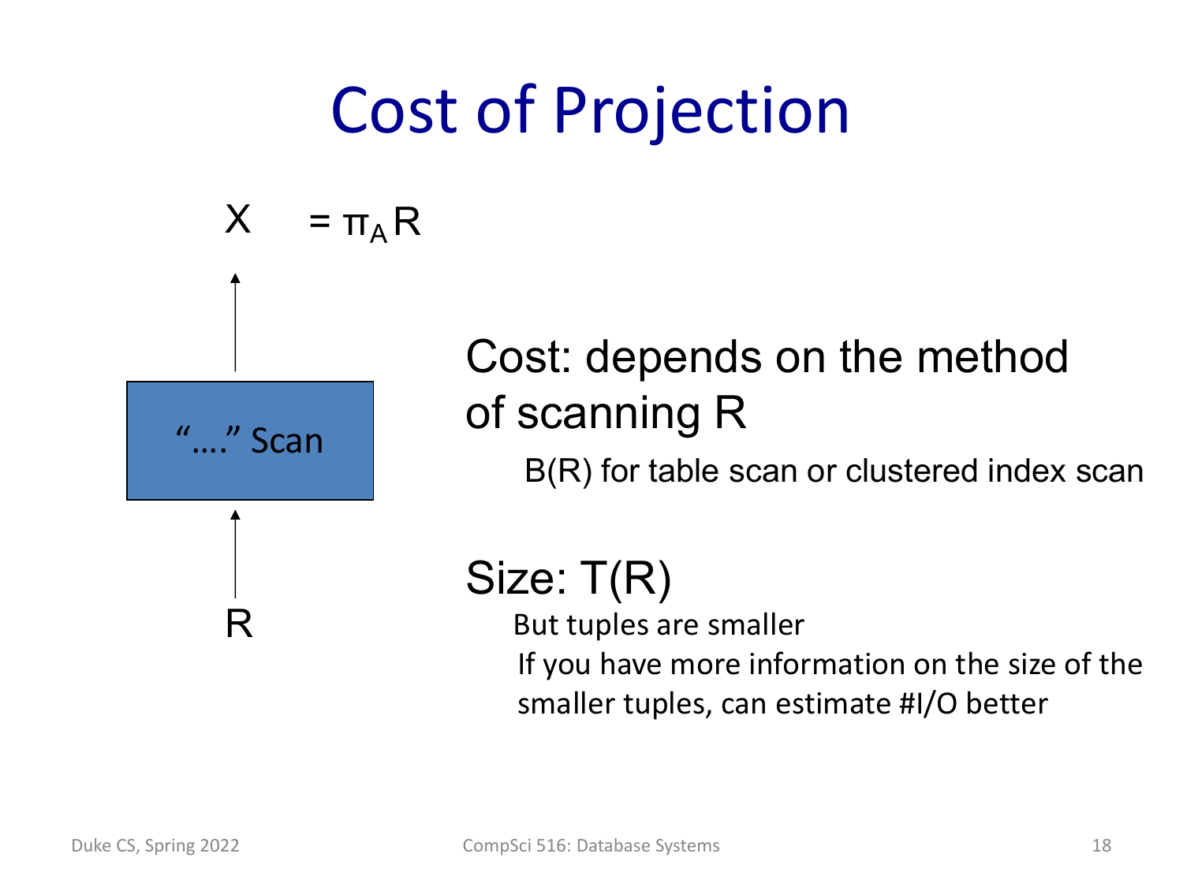# Cost of Projection

$X = \pi_A R$

"…." Scan

R

Cost: depends on the method of scanning R

- B(R) for table scan or clustered index scan

Size: T(R)

- But tuples are smaller
- If you have more information on the size of the smaller tuples, can estimate #I/O better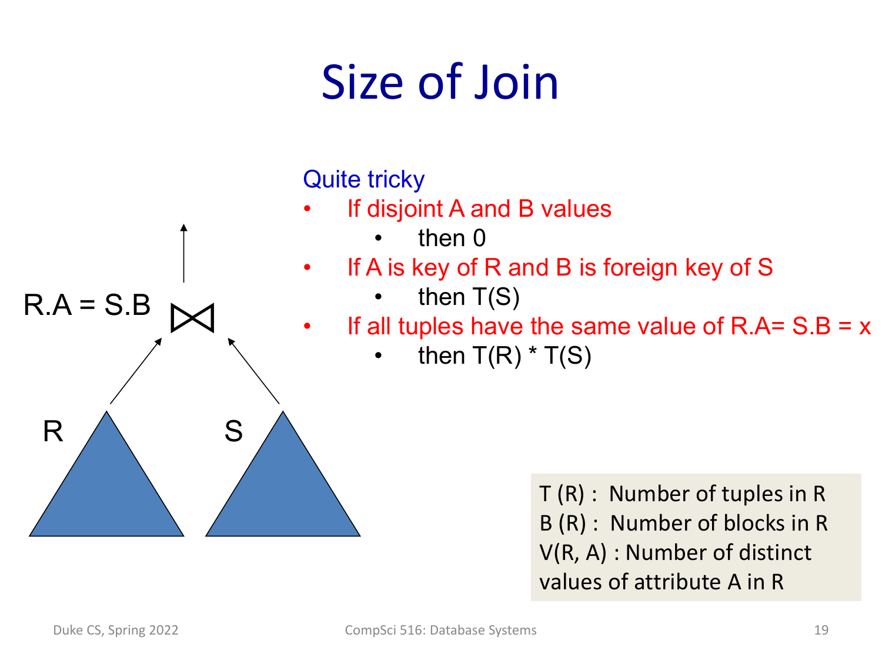# Size of Join

R.A = S.B ⋈

R    S

Quite tricky

- If disjoint A and B values
  - then 0
- If A is key of R and B is foreign key of S
  - then T(S)
- If all tuples have the same value of R.A= S.B = x
  - then T(R) * T(S)

T (R) : Number of tuples in R
B (R) : Number of blocks in R
V(R, A) : Number of distinct values of attribute A in R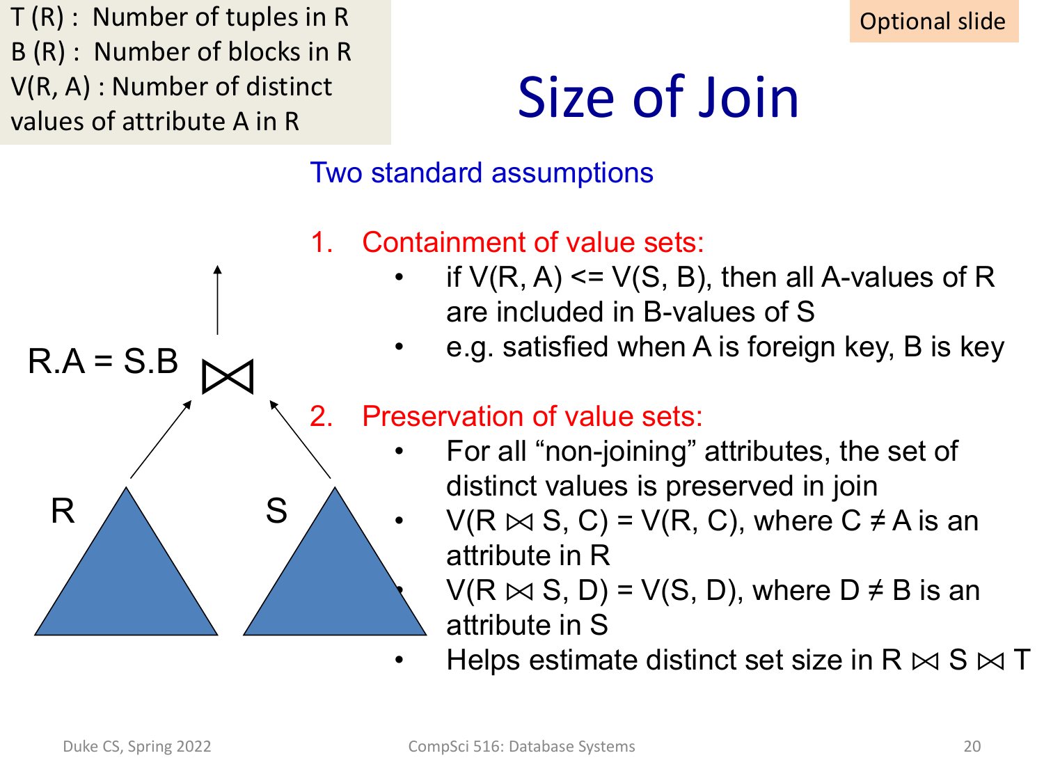T (R) : Number of tuples in R
B (R) : Number of blocks in R
V(R, A) : Number of distinct values of attribute A in R

Optional slide

# Size of Join

R.A = S.B ⋈

R S

Two standard assumptions

1. Containment of value sets:
   - if V(R, A) <= V(S, B), then all A-values of R are included in B-values of S
   - e.g. satisfied when A is foreign key, B is key

2. Preservation of value sets:
   - For all "non-joining" attributes, the set of distinct values is preserved in join
   - V(R ⋈ S, C) = V(R, C), where C ≠ A is an attribute in R
   - V(R ⋈ S, D) = V(S, D), where D ≠ B is an attribute in S
   - Helps estimate distinct set size in R ⋈ S ⋈ T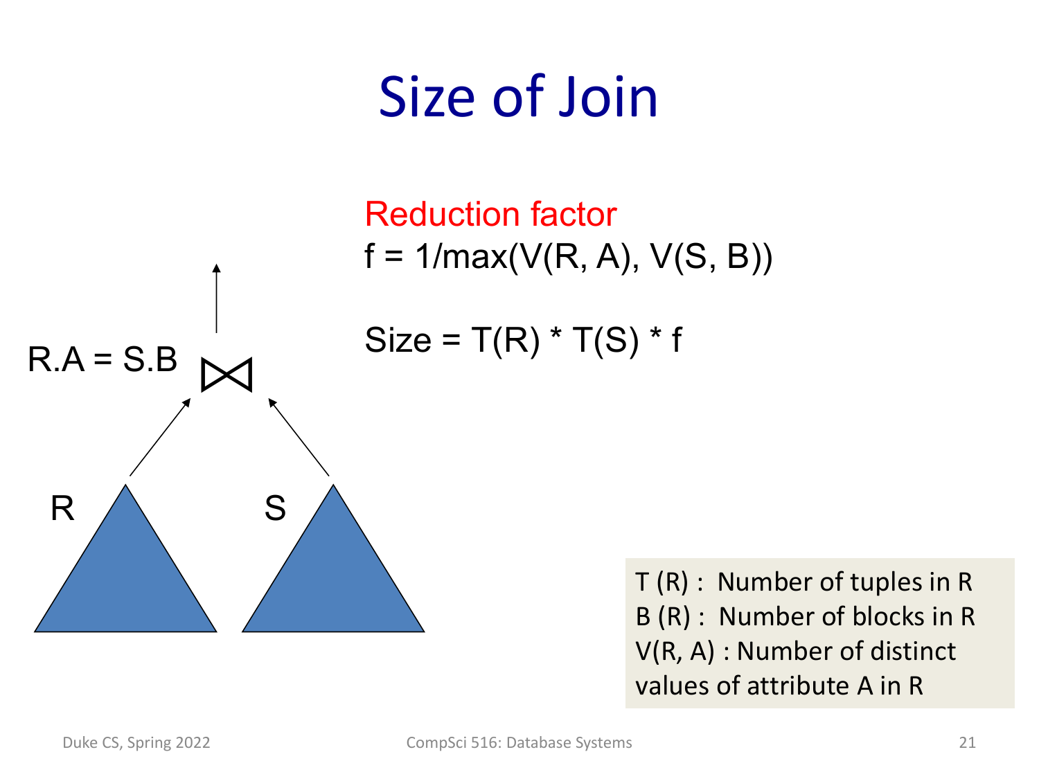# Size of Join

R.A = S.B ⋈

R S

**Reduction factor**

f = 1/max(V(R, A), V(S, B))

Size = T(R) * T(S) * f

T (R) : Number of tuples in R
B (R) : Number of blocks in R
V(R, A) : Number of distinct values of attribute A in R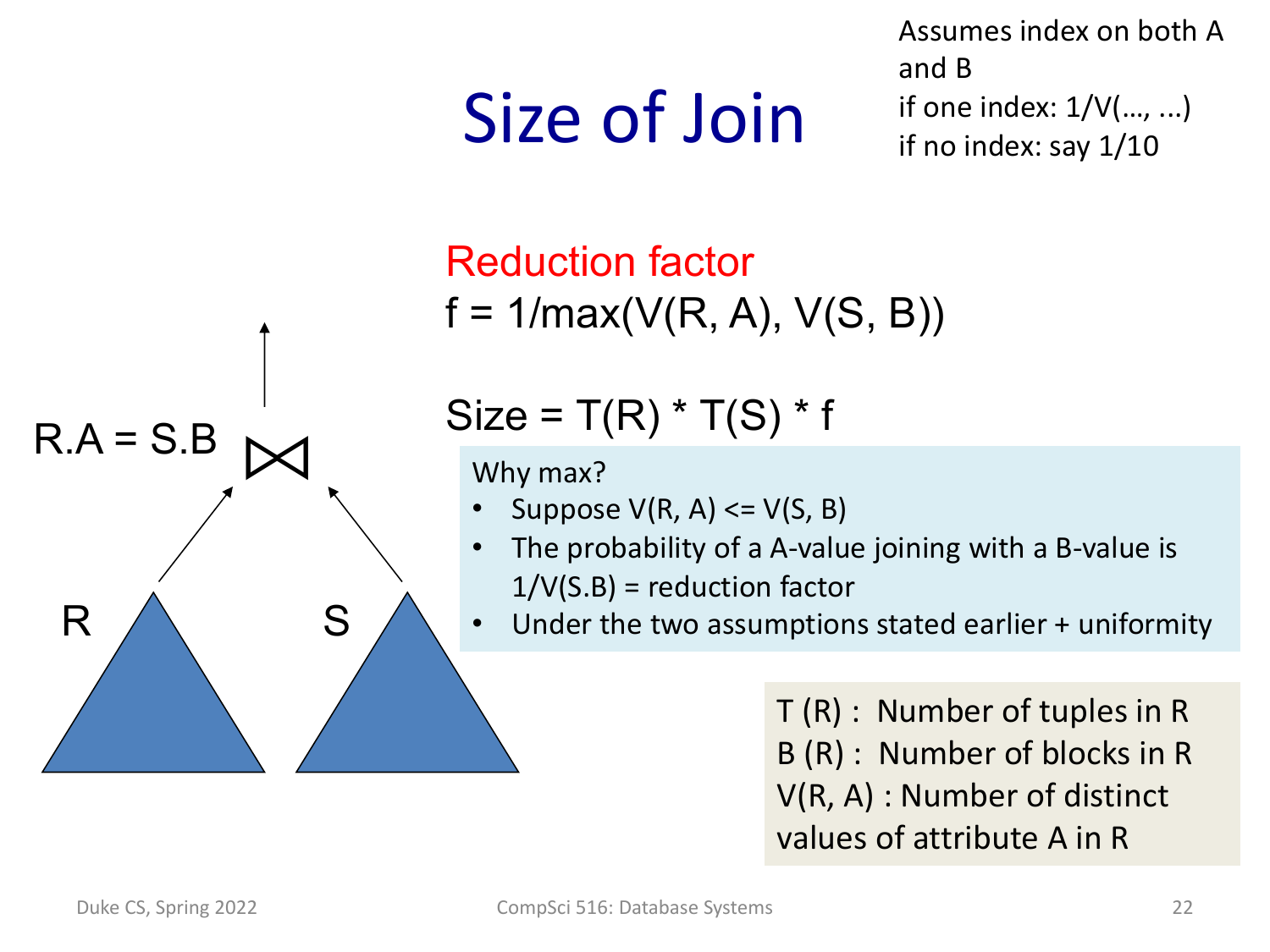# Size of Join

Assumes index on both A and B
if one index: 1/V(..., ...)
if no index: say 1/10

R.A = S.B ⋈

R S

**Reduction factor**

$$f = 1/\max(V(R, A), V(S, B))$$

$$\text{Size} = T(R) * T(S) * f$$

Why max?

- Suppose V(R, A) <= V(S, B)
- The probability of a A-value joining with a B-value is 1/V(S.B) = reduction factor
- Under the two assumptions stated earlier + uniformity

T (R) : Number of tuples in R
B (R) : Number of blocks in R
V(R, A) : Number of distinct values of attribute A in R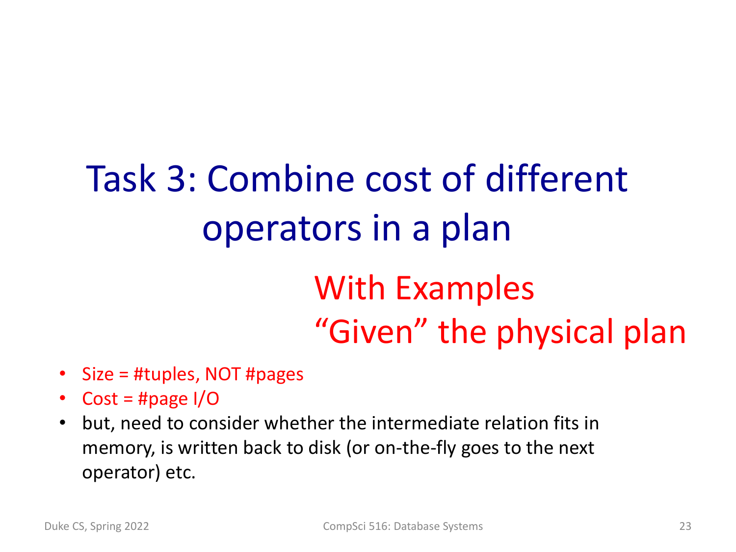# Task 3: Combine cost of different operators in a plan

## With Examples
## “Given” the physical plan

- Size = #tuples, NOT #pages
- Cost = #page I/O
- but, need to consider whether the intermediate relation fits in memory, is written back to disk (or on-the-fly goes to the next operator) etc.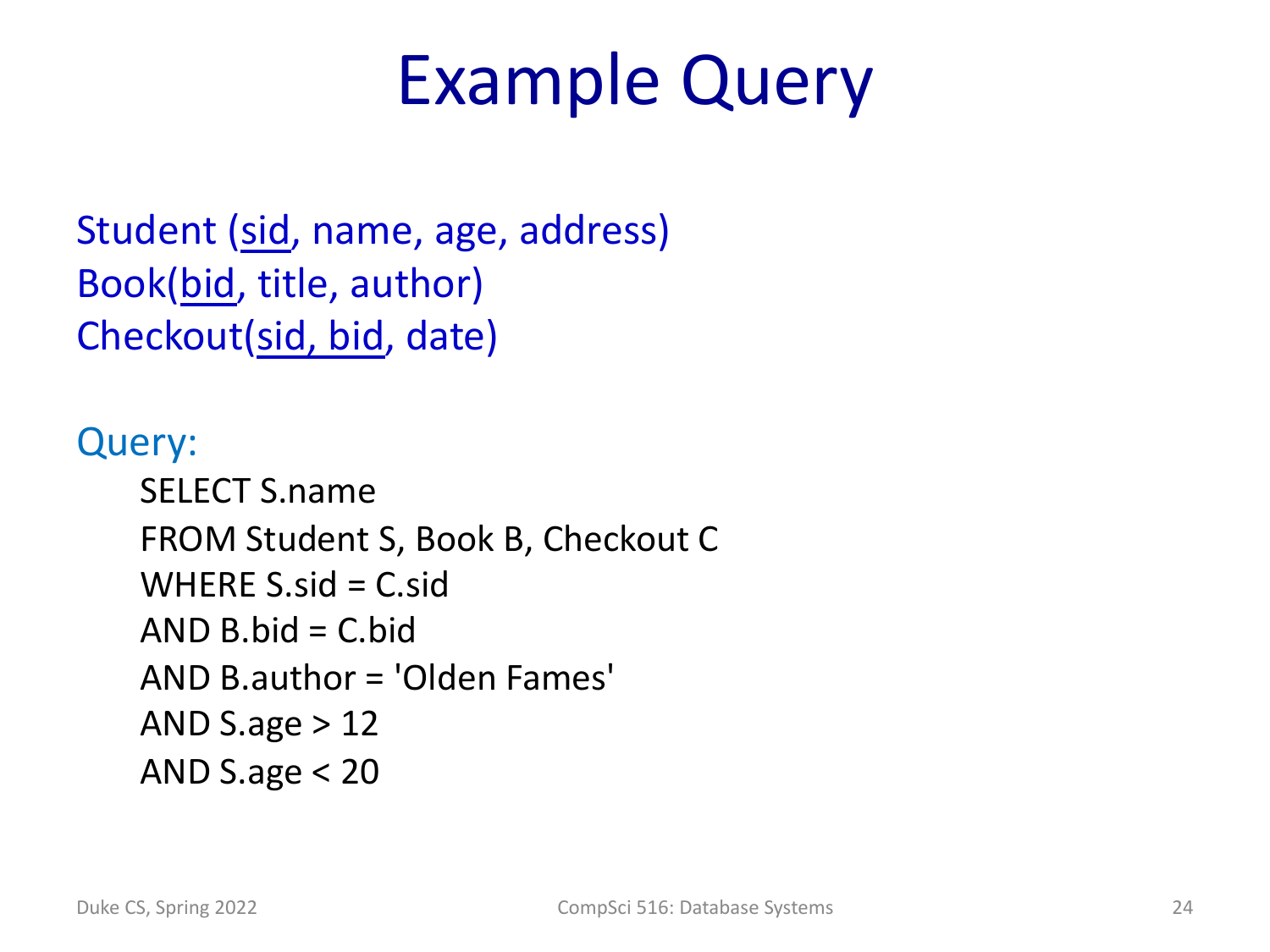# Example Query

Student (<u>sid</u>, name, age, address)
Book(<u>bid</u>, title, author)
Checkout(<u>sid, bid</u>, date)

Query:

```
SELECT S.name
FROM Student S, Book B, Checkout C
WHERE S.sid = C.sid
AND B.bid = C.bid
AND B.author = 'Olden Fames'
AND S.age > 12
AND S.age < 20
```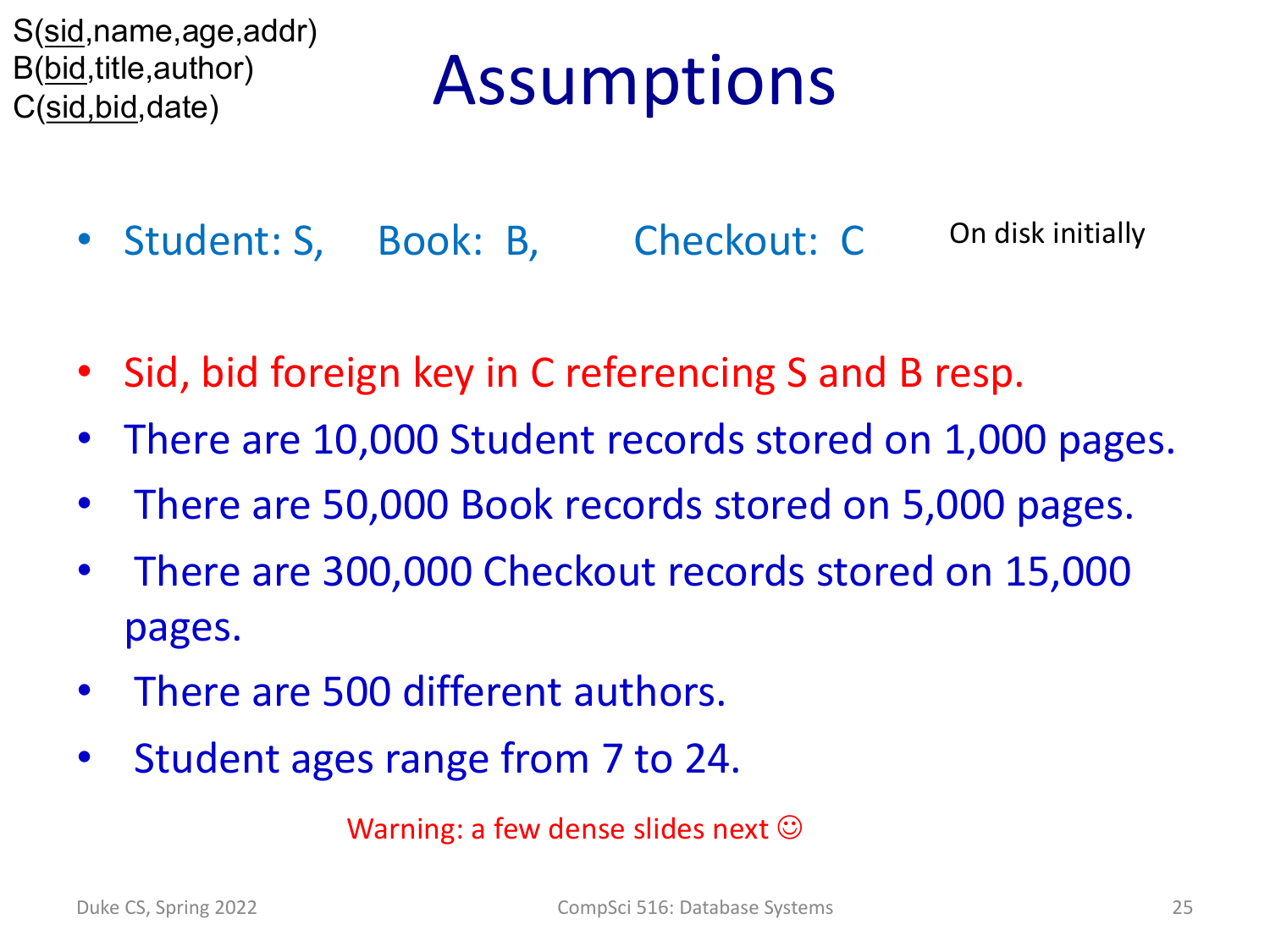S(<u>sid</u>,name,age,addr)
B(<u>bid</u>,title,author)
C(<u>sid,bid</u>,date)

# Assumptions

- Student: S,  Book: B,  Checkout: C   On disk initially
- Sid, bid foreign key in C referencing S and B resp.
- There are 10,000 Student records stored on 1,000 pages.
- There are 50,000 Book records stored on 5,000 pages.
- There are 300,000 Checkout records stored on 15,000 pages.
- There are 500 different authors.
- Student ages range from 7 to 24.

Warning: a few dense slides next ☺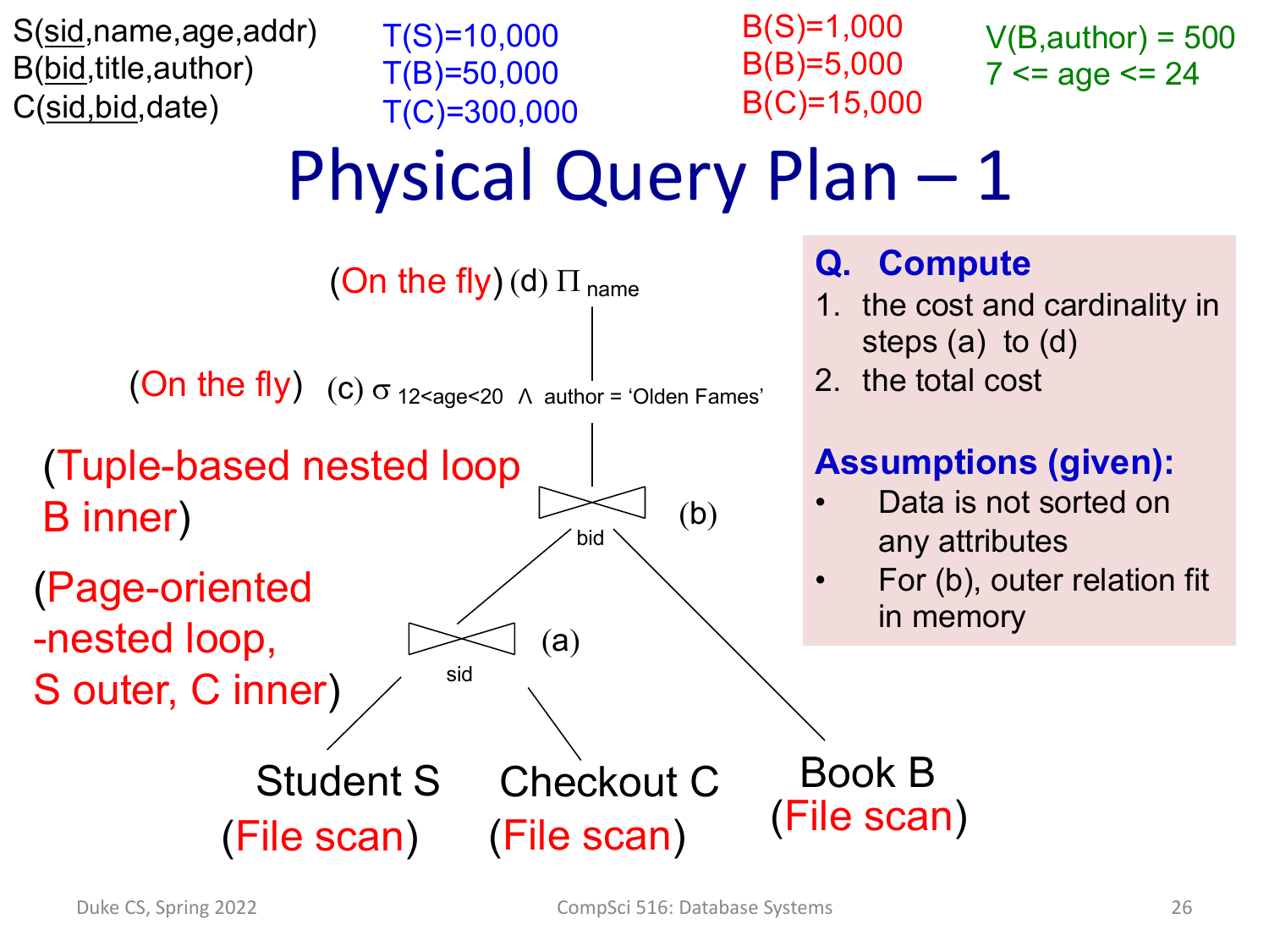S(sid,name,age,addr)
B(bid,title,author)
C(sid,bid,date)

T(S)=10,000
T(B)=50,000
T(C)=300,000

B(S)=1,000
B(B)=5,000
B(C)=15,000

V(B,author) = 500
7 <= age <= 24

# Physical Query Plan – 1

(On the fly) (d) $\Pi_{name}$

(On the fly) (c) $\sigma_{12<age<20 \ \wedge \ author = \text{'Olden Fames'}}$

(Tuple-based nested loop B inner) (b) $\bowtie_{bid}$

(Page-oriented -nested loop, S outer, C inner) (a) $\bowtie_{sid}$

Student S (File scan)

Checkout C (File scan)

Book B (File scan)

**Q. Compute**

1. the cost and cardinality in steps (a) to (d)
2. the total cost

**Assumptions (given):**

- Data is not sorted on any attributes
- For (b), outer relation fit in memory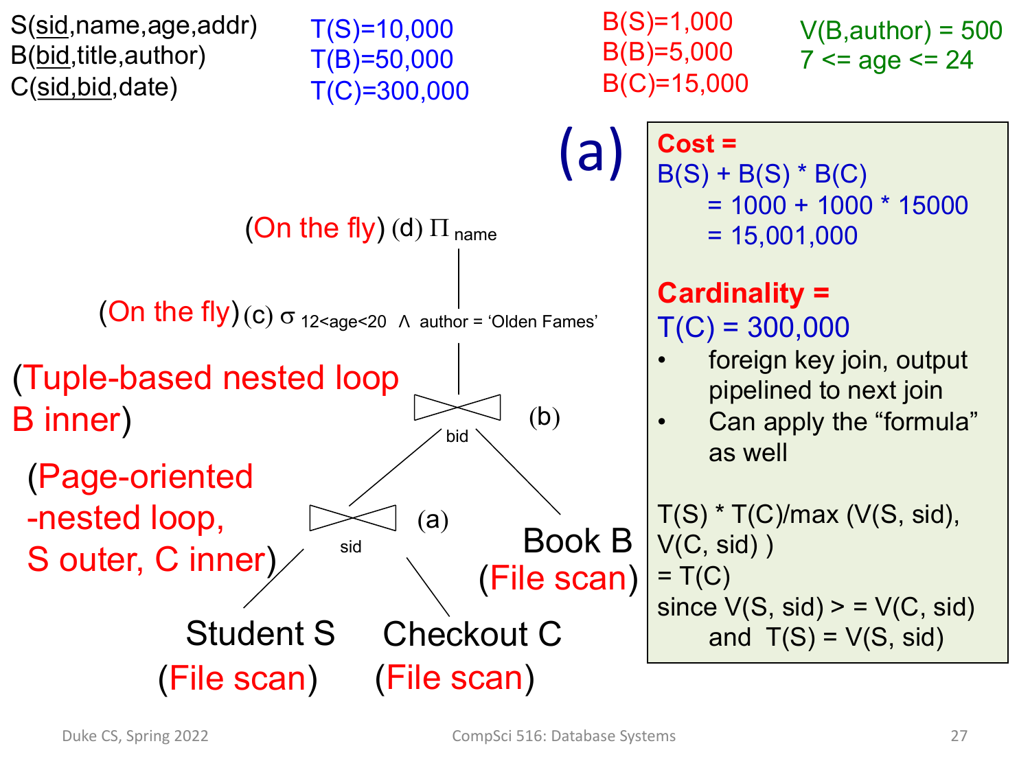S(sid,name,age,addr)
B(bid,title,author)
C(sid,bid,date)

T(S)=10,000
T(B)=50,000
T(C)=300,000

B(S)=1,000
B(B)=5,000
B(C)=15,000

V(B,author) = 500
7 <= age <= 24

# (a)

(On the fly) (d) $\Pi_{name}$

(On the fly) (c) $\sigma_{12<age<20 \ \wedge \ author = \text{'Olden Fames'}}$

(Tuple-based nested loop B inner) (b) $\bowtie_{bid}$

(Page-oriented -nested loop, S outer, C inner) (a) $\bowtie_{sid}$

Student S (File scan)

Checkout C (File scan)

Book B (File scan)

**Cost =**
B(S) + B(S) * B(C)
= 1000 + 1000 * 15000
= 15,001,000

**Cardinality =**
T(C) = 300,000

- foreign key join, output pipelined to next join
- Can apply the "formula" as well

T(S) * T(C)/max (V(S, sid), V(C, sid) )
= T(C)
since V(S, sid) > = V(C, sid) and T(S) = V(S, sid)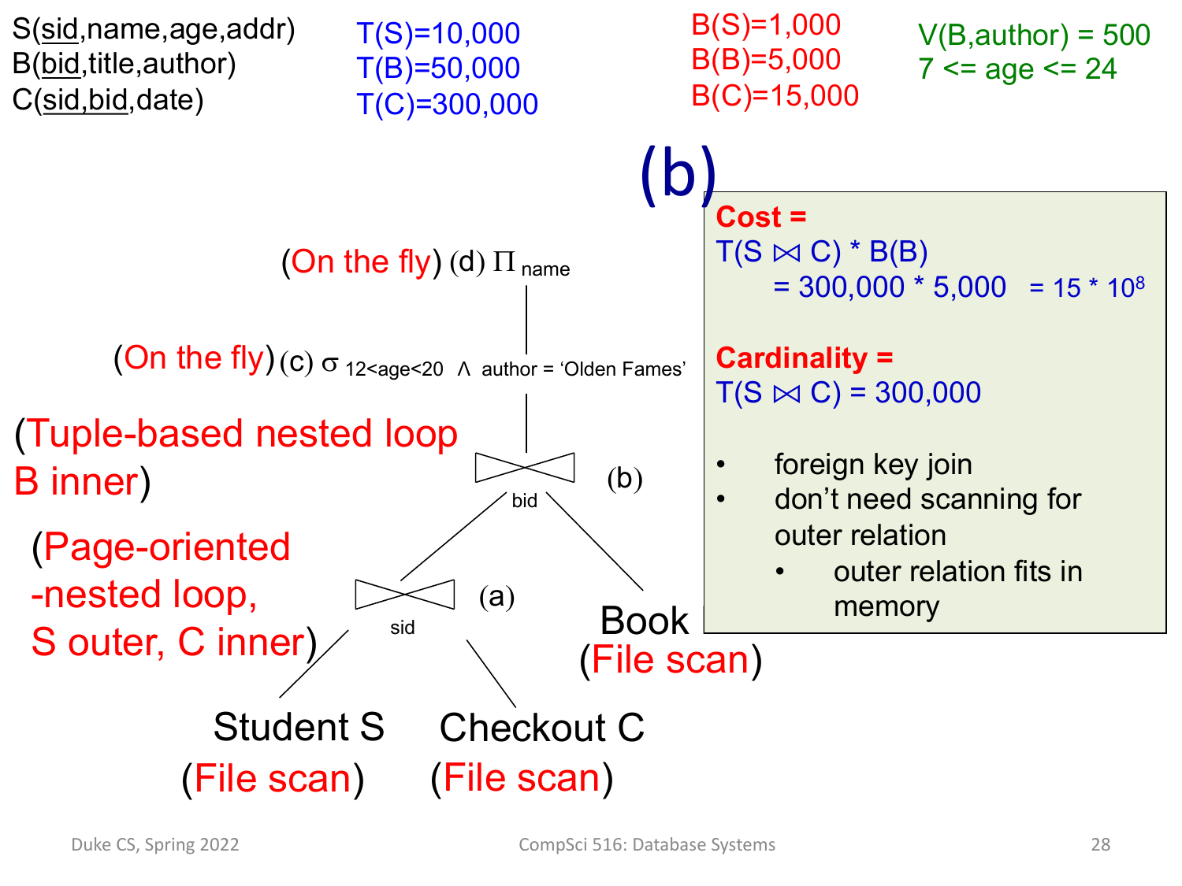S(<u>sid</u>,name,age,addr)
B(<u>bid</u>,title,author)
C(<u>sid,bid</u>,date)

T(S)=10,000
T(B)=50,000
T(C)=300,000

B(S)=1,000
B(B)=5,000
B(C)=15,000

V(B,author) = 500
7 <= age <= 24

# (b)

(On the fly) (d) $\Pi_{name}$

(On the fly) (c) $\sigma_{12<age<20 \ \wedge \ author = \text{'Olden Fames'}}$

(Tuple-based nested loop B inner) (b) $\bowtie_{bid}$

(Page-oriented -nested loop, S outer, C inner) (a) $\bowtie_{sid}$

Student S (File scan)

Checkout C (File scan)

Book (File scan)

**Cost =**
$T(S \bowtie C) * B(B)$
$= 300{,}000 * 5{,}000 = 15 * 10^8$

**Cardinality =**
$T(S \bowtie C) = 300{,}000$

- foreign key join
- don't need scanning for outer relation
  - outer relation fits in memory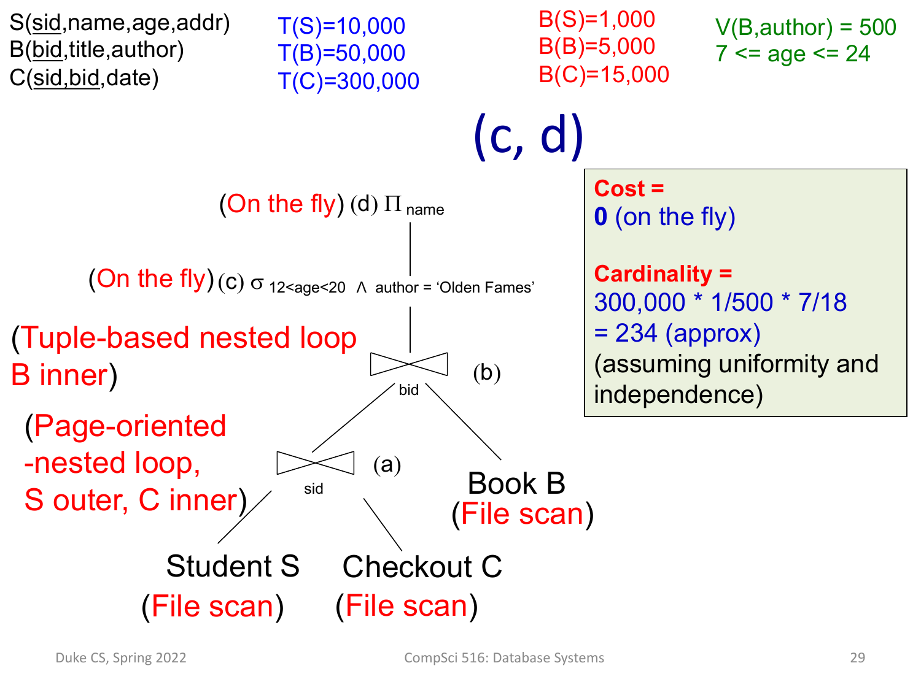S(sid,name,age,addr)
B(bid,title,author)
C(sid,bid,date)

T(S)=10,000
T(B)=50,000
T(C)=300,000

B(S)=1,000
B(B)=5,000
B(C)=15,000

V(B,author) = 500
7 <= age <= 24

# (c, d)

(On the fly) (d) $\Pi_{name}$

(On the fly) (c) $\sigma_{12<age<20 \ \wedge \ author = \text{'Olden Fames'}}$

(Tuple-based nested loop B inner) (b) $\bowtie_{bid}$

(Page-oriented -nested loop, S outer, C inner) (a) $\bowtie_{sid}$

Student S (File scan)

Checkout C (File scan)

Book B (File scan)

**Cost =**
**0** (on the fly)

**Cardinality =**
300,000 * 1/500 * 7/18
= 234 (approx)
(assuming uniformity and independence)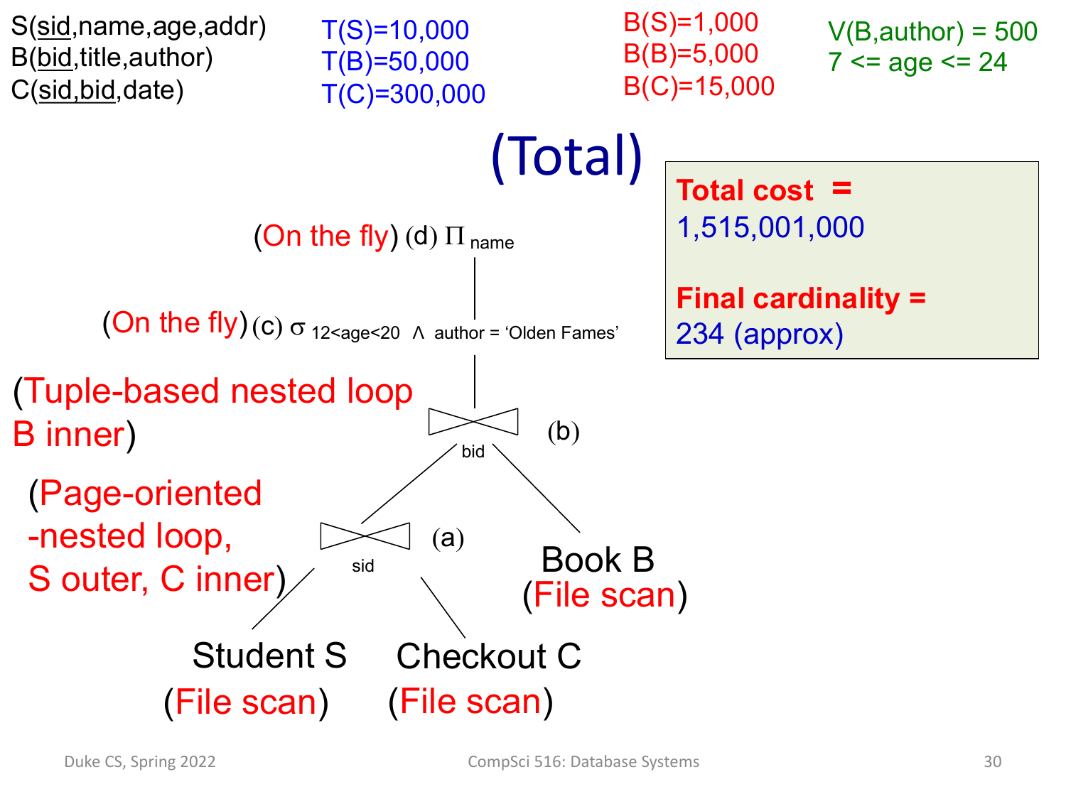S(<u>sid</u>,name,age,addr)
B(<u>bid</u>,title,author)
C(<u>sid</u>,<u>bid</u>,date)

T(S)=10,000
T(B)=50,000
T(C)=300,000

B(S)=1,000
B(B)=5,000
B(C)=15,000

V(B,author) = 500
7 <= age <= 24

# (Total)

(On the fly) (d) $\Pi_{name}$

(On the fly) (c) $\sigma_{12<age<20 \ \wedge \ author = \text{'Olden Fames'}}$

(Tuple-based nested loop B inner) (b) $\bowtie_{bid}$

(Page-oriented -nested loop, S outer, C inner) (a) $\bowtie_{sid}$

Student S (File scan)

Checkout C (File scan)

Book B (File scan)

**Total cost =**
1,515,001,000

**Final cardinality =**
234 (approx)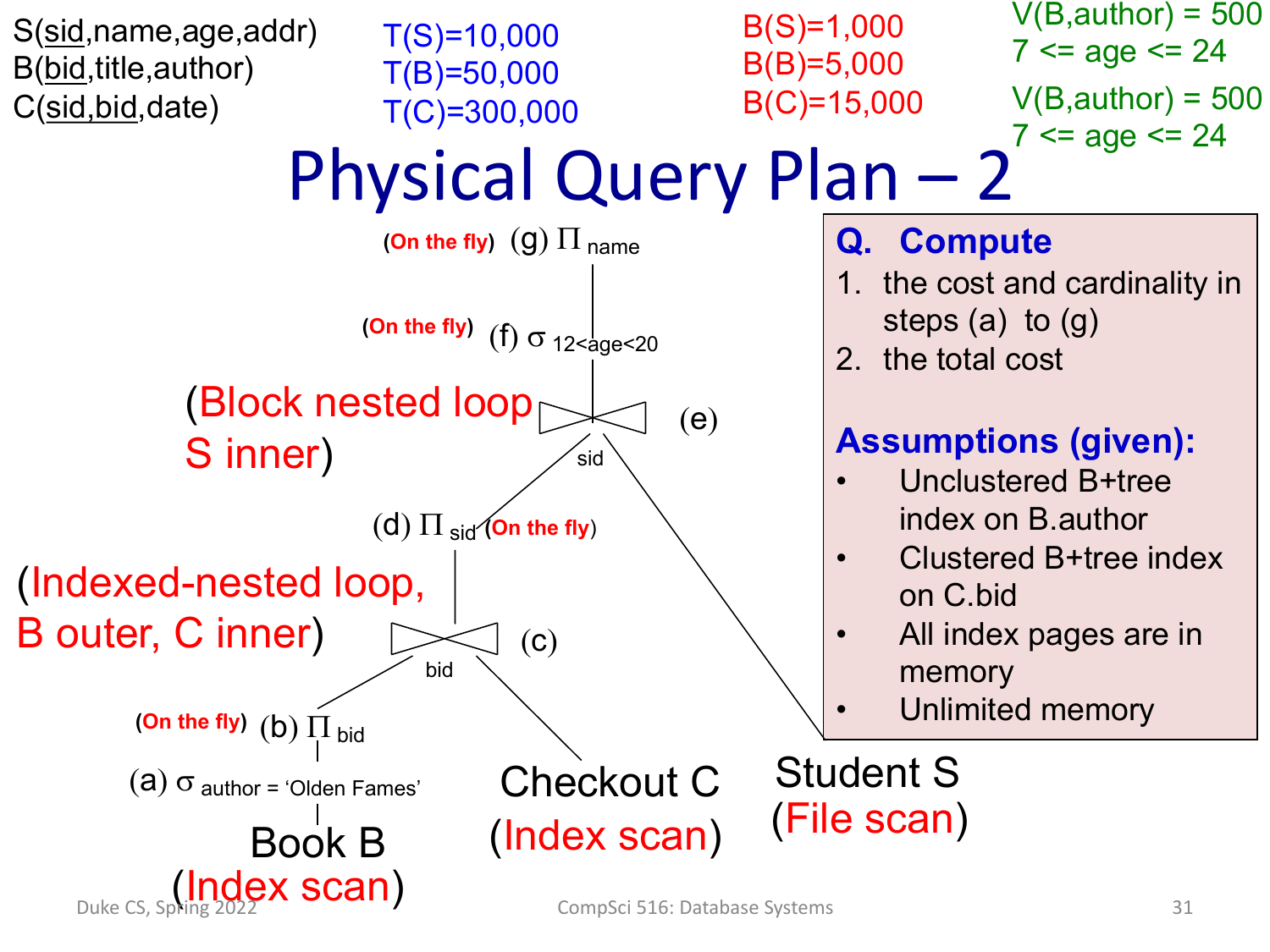S(<u>sid</u>,name,age,addr)
B(<u>bid</u>,title,author)
C(<u>sid,bid</u>,date)

T(S)=10,000
T(B)=50,000
T(C)=300,000

B(S)=1,000
B(B)=5,000
B(C)=15,000

V(B,author) = 500
7 <= age <= 24

V(B,author) = 500
7 <= age <= 24

# Physical Query Plan – 2

(On the fly) (g) $\Pi_{name}$

(On the fly) (f) $\sigma_{12<age<20}$

(Block nested loop S inner) (e) $\bowtie_{sid}$

(d) $\Pi_{sid}$ (On the fly)

(Indexed-nested loop, B outer, C inner) (c) $\bowtie_{bid}$

(On the fly) (b) $\Pi_{bid}$

(a) $\sigma_{author = \text{'Olden Fames'}}$

Book B (Index scan)

Checkout C (Index scan)

Student S (File scan)

**Q. Compute**

1. the cost and cardinality in steps (a) to (g)
2. the total cost

**Assumptions (given):**

- Unclustered B+tree index on B.author
- Clustered B+tree index on C.bid
- All index pages are in memory
- Unlimited memory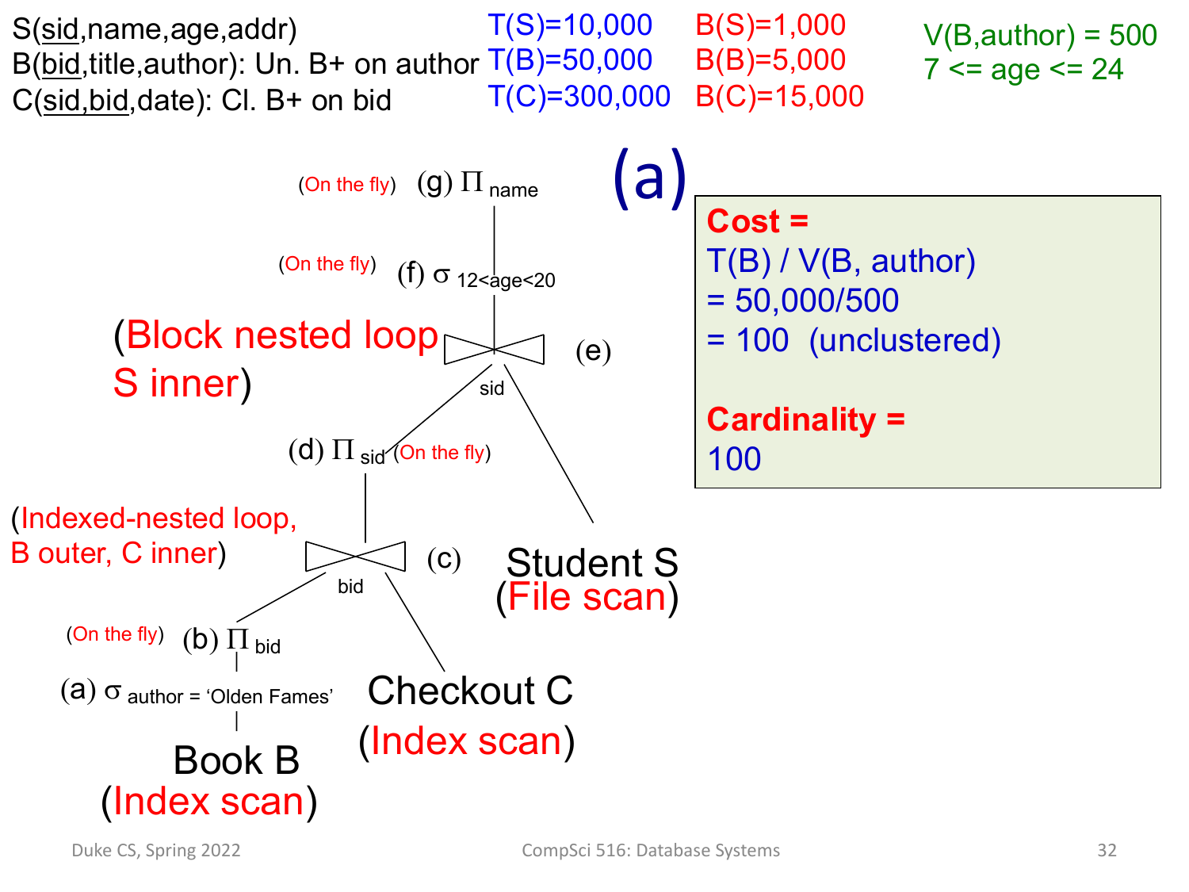S(<u>sid</u>,name,age,addr)
B(<u>bid</u>,title,author): Un. B+ on author
C(<u>sid</u>,<u>bid</u>,date): Cl. B+ on bid

T(S)=10,000 B(S)=1,000
T(B)=50,000 B(B)=5,000
T(C)=300,000 B(C)=15,000

V(B,author) = 500
7 <= age <= 24

# (a)

(On the fly) (g) $\Pi_{name}$

(On the fly) (f) $\sigma_{12<age<20}$

(Block nested loop S inner) (e) $\bowtie_{sid}$

(d) $\Pi_{sid}$ (On the fly)

(Indexed-nested loop, B outer, C inner) (c) $\bowtie_{bid}$

(On the fly) (b) $\Pi_{bid}$

(a) $\sigma_{author = \text{'Olden Fames'}}$

Book B (Index scan)

Checkout C (Index scan)

Student S (File scan)

**Cost =**
T(B) / V(B, author)
= 50,000/500
= 100 (unclustered)

**Cardinality =**
100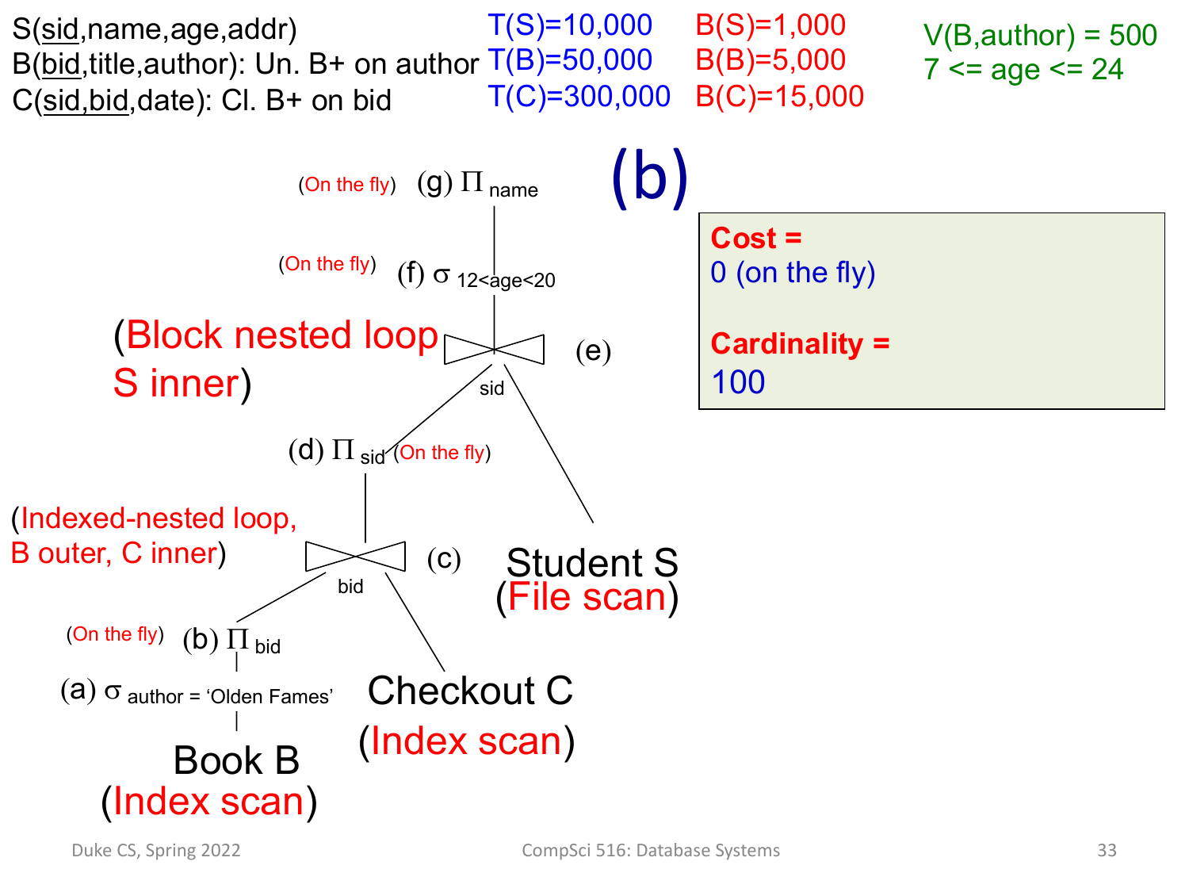S(<u>sid</u>,name,age,addr)
B(<u>bid</u>,title,author): Un. B+ on author
C(<u>sid,bid</u>,date): Cl. B+ on bid

$T(S)=10{,}000$ $B(S)=1{,}000$
$T(B)=50{,}000$ $B(B)=5{,}000$
$T(C)=300{,}000$ $B(C)=15{,}000$

$V(B, author) = 500$
$7 \le age \le 24$

# (b)

(On the fly) (g) $\Pi_{name}$

(On the fly) (f) $\sigma_{12<age<20}$

(Block nested loop S inner) (e) $\bowtie_{sid}$

(d) $\Pi_{sid}$ (On the fly)

(Indexed-nested loop, B outer, C inner) (c) $\bowtie_{bid}$

(On the fly) (b) $\Pi_{bid}$

(a) $\sigma_{author = \text{'Olden Fames'}}$

Book B (Index scan)

Checkout C (Index scan)

Student S (File scan)

**Cost =**
0 (on the fly)

**Cardinality =**
100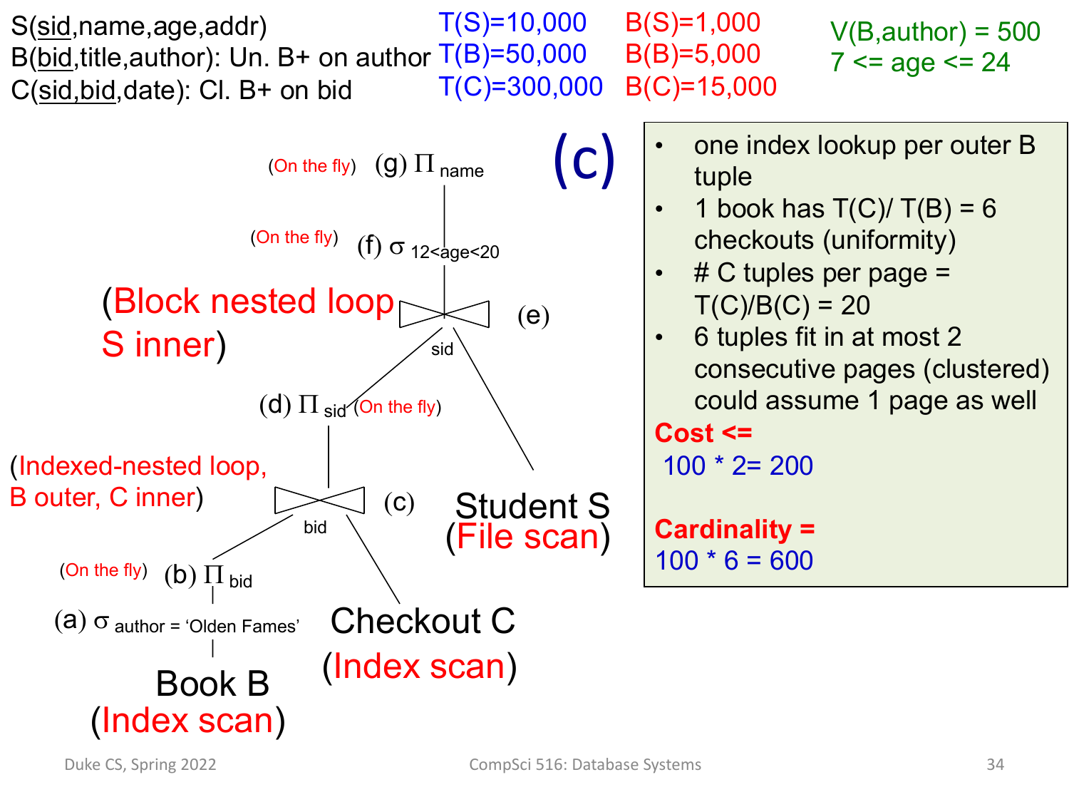S(<u>sid</u>,name,age,addr)
B(<u>bid</u>,title,author): Un. B+ on author
C(<u>sid</u>,<u>bid</u>,date): Cl. B+ on bid

T(S)=10,000 B(S)=1,000
T(B)=50,000 B(B)=5,000
T(C)=300,000 B(C)=15,000

V(B,author) = 500
7 <= age <= 24

# (c)

(On the fly) (g) $\Pi_{name}$

(On the fly) (f) $\sigma_{12<age<20}$

(Block nested loop S inner) (e) $\bowtie_{sid}$

(d) $\Pi_{sid}$ (On the fly)

(Indexed-nested loop, B outer, C inner) (c) $\bowtie_{bid}$

(On the fly) (b) $\Pi_{bid}$

(a) $\sigma_{author = \text{'Olden Fames'}}$

Book B (Index scan)

Checkout C (Index scan)

Student S (File scan)

- one index lookup per outer B tuple
- 1 book has T(C)/ T(B) = 6 checkouts (uniformity)
- # C tuples per page = T(C)/B(C) = 20
- 6 tuples fit in at most 2 consecutive pages (clustered) could assume 1 page as well

**Cost <=**
100 * 2= 200

**Cardinality =**
100 * 6 = 600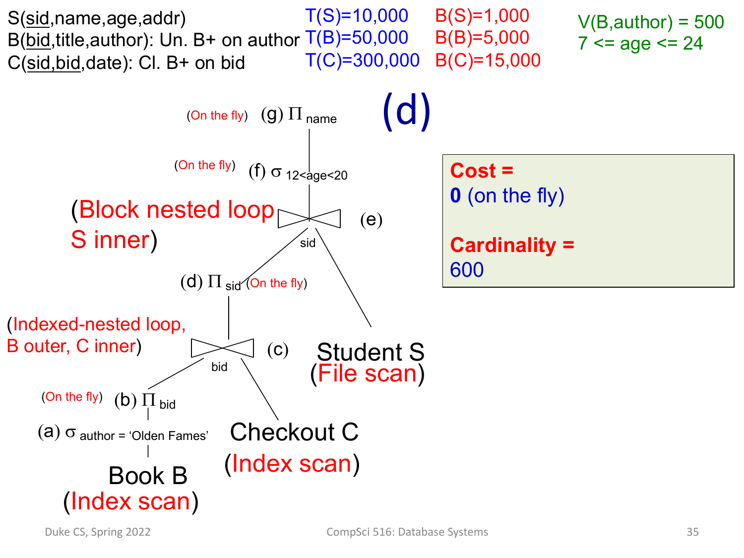S(<u>sid</u>,name,age,addr)
B(<u>bid</u>,title,author): Un. B+ on author
C(<u>sid</u>,<u>bid</u>,date): Cl. B+ on bid

T(S)=10,000  B(S)=1,000
T(B)=50,000  B(B)=5,000
T(C)=300,000  B(C)=15,000

V(B,author) = 500
7 <= age <= 24

# (d)

(On the fly) (g) $\Pi_{name}$

(On the fly) (f) $\sigma_{12<age<20}$

(Block nested loop S inner) (e) $\bowtie_{sid}$

(d) $\Pi_{sid}$ (On the fly)

(Indexed-nested loop, B outer, C inner) (c) $\bowtie_{bid}$

(On the fly) (b) $\Pi_{bid}$

(a) $\sigma_{author = \text{'Olden Fames'}}$

Book B (Index scan)

Checkout C (Index scan)

Student S (File scan)

**Cost =**
**0** (on the fly)

**Cardinality =**
600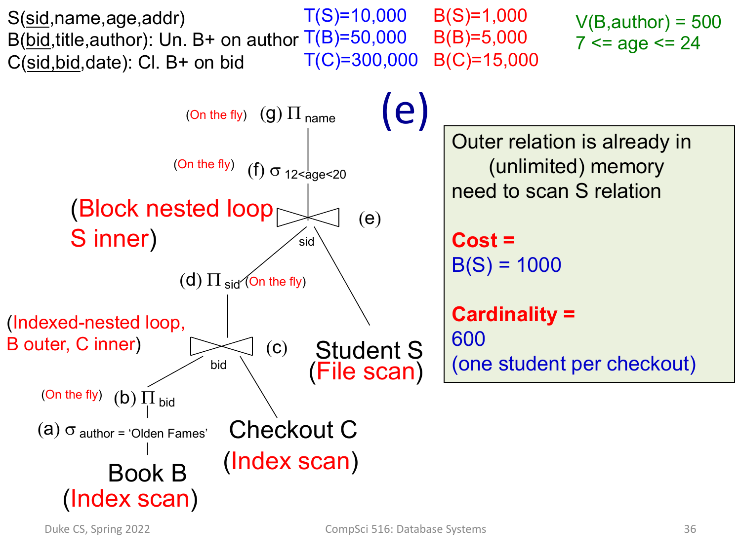S(<u>sid</u>,name,age,addr)
B(<u>bid</u>,title,author): Un. B+ on author
C(<u>sid</u>,<u>bid</u>,date): Cl. B+ on bid

T(S)=10,000 B(S)=1,000
T(B)=50,000 B(B)=5,000
T(C)=300,000 B(C)=15,000

V(B,author) = 500
7 <= age <= 24

# (e)

(On the fly) (g) $\Pi_{name}$

(On the fly) (f) $\sigma_{12<age<20}$

(Block nested loop S inner) (e) $\bowtie_{sid}$

(d) $\Pi_{sid}$ (On the fly)

(Indexed-nested loop, B outer, C inner) (c) $\bowtie_{bid}$

(On the fly) (b) $\Pi_{bid}$

(a) $\sigma_{author = \text{'Olden Fames'}}$

Book B (Index scan)

Checkout C (Index scan)

Student S (File scan)

Outer relation is already in (unlimited) memory need to scan S relation

**Cost =**
B(S) = 1000

**Cardinality =**
600
(one student per checkout)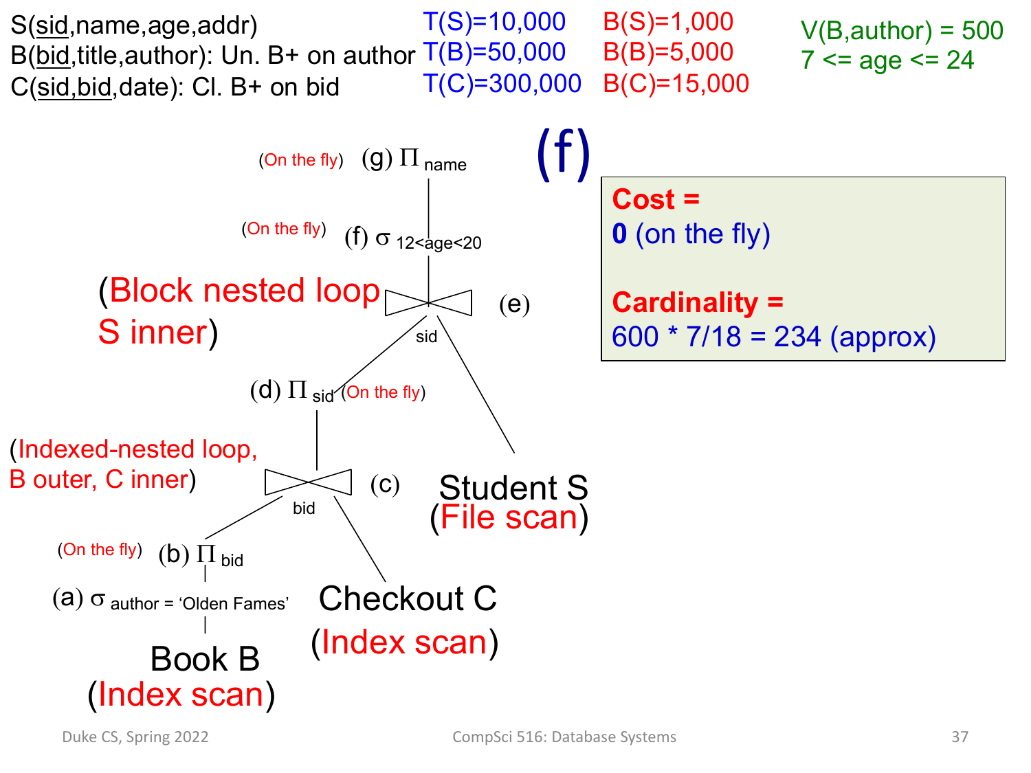S(<u>sid</u>,name,age,addr)
B(<u>bid</u>,title,author): Un. B+ on author
C(<u>sid</u>,<u>bid</u>,date): Cl. B+ on bid

T(S)=10,000 B(S)=1,000
T(B)=50,000 B(B)=5,000
T(C)=300,000 B(C)=15,000

V(B,author) = 500
7 <= age <= 24

# (f)

(On the fly) (g) $\Pi_{name}$

(On the fly) (f) $\sigma_{12<age<20}$

(Block nested loop S inner) (e) $\bowtie_{sid}$

(d) $\Pi_{sid}$ (On the fly)

(Indexed-nested loop, B outer, C inner) (c) $\bowtie_{bid}$

(On the fly) (b) $\Pi_{bid}$

(a) $\sigma_{author = \text{'Olden Fames'}}$

Book B (Index scan)

Checkout C (Index scan)

Student S (File scan)

**Cost =**
**0** (on the fly)

**Cardinality =**
600 * 7/18 = 234 (approx)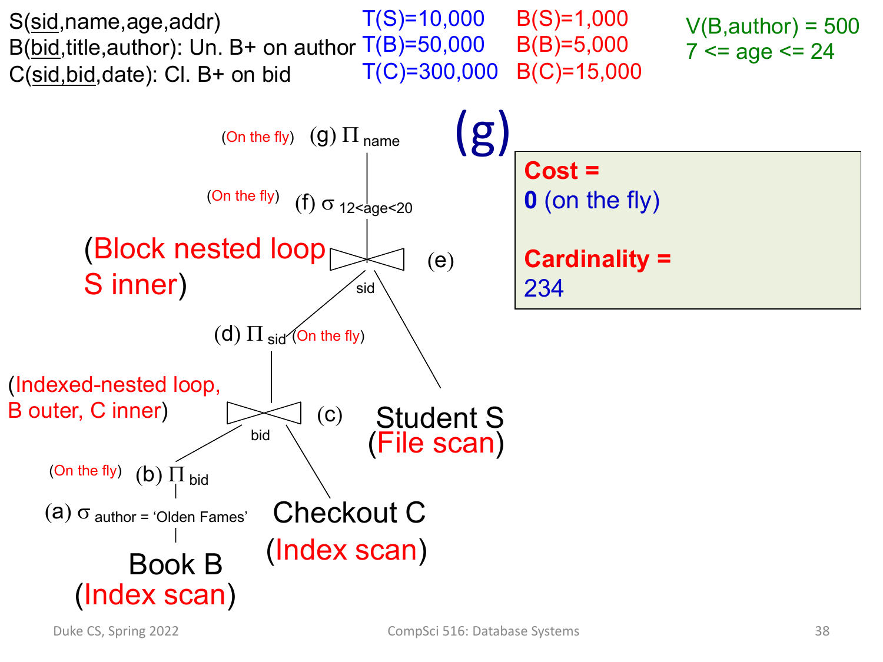S(sid,name,age,addr)
B(bid,title,author): Un. B+ on author
C(sid,bid,date): Cl. B+ on bid

T(S)=10,000 B(S)=1,000
T(B)=50,000 B(B)=5,000
T(C)=300,000 B(C)=15,000

V(B,author) = 500
7 <= age <= 24

# (g)

(On the fly) (g) $\Pi_{name}$

(On the fly) (f) $\sigma_{12<age<20}$

(Block nested loop S inner) (e) $\bowtie_{sid}$

(d) $\Pi_{sid}$ (On the fly)

(Indexed-nested loop, B outer, C inner) (c) $\bowtie_{bid}$

(On the fly) (b) $\Pi_{bid}$

(a) $\sigma_{author = \text{'Olden Fames'}}$

Book B (Index scan)

Checkout C (Index scan)

Student S (File scan)

**Cost =**
**0** (on the fly)

**Cardinality =**
234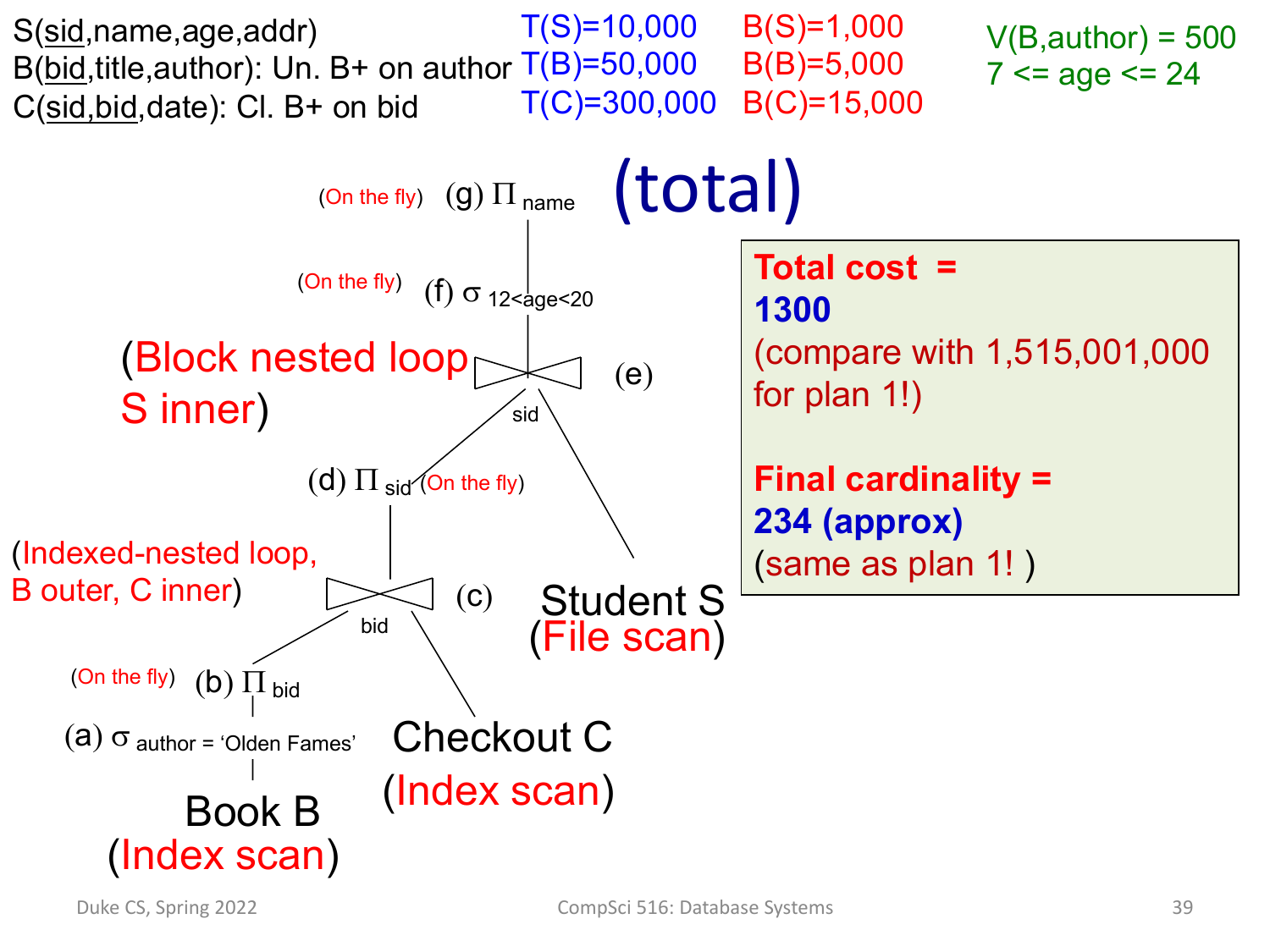S(sid,name,age,addr)
B(bid,title,author): Un. B+ on author
C(sid,bid,date): Cl. B+ on bid

T(S)=10,000
T(B)=50,000
T(C)=300,000

B(S)=1,000
B(B)=5,000
B(C)=15,000

V(B,author) = 500
7 <= age <= 24

# (total)

(On the fly) (g) $\Pi_{name}$

(On the fly) (f) $\sigma_{12<age<20}$

(Block nested loop S inner) (e) $\bowtie_{sid}$

(d) $\Pi_{sid}$ (On the fly)

(Indexed-nested loop, B outer, C inner) (c) $\bowtie_{bid}$

(On the fly) (b) $\Pi_{bid}$

(a) $\sigma_{author = \text{'Olden Fames'}}$

Book B (Index scan)

Checkout C (Index scan)

Student S (File scan)

**Total cost =**
**1300**
(compare with 1,515,001,000 for plan 1!)

**Final cardinality =**
**234 (approx)**
(same as plan 1! )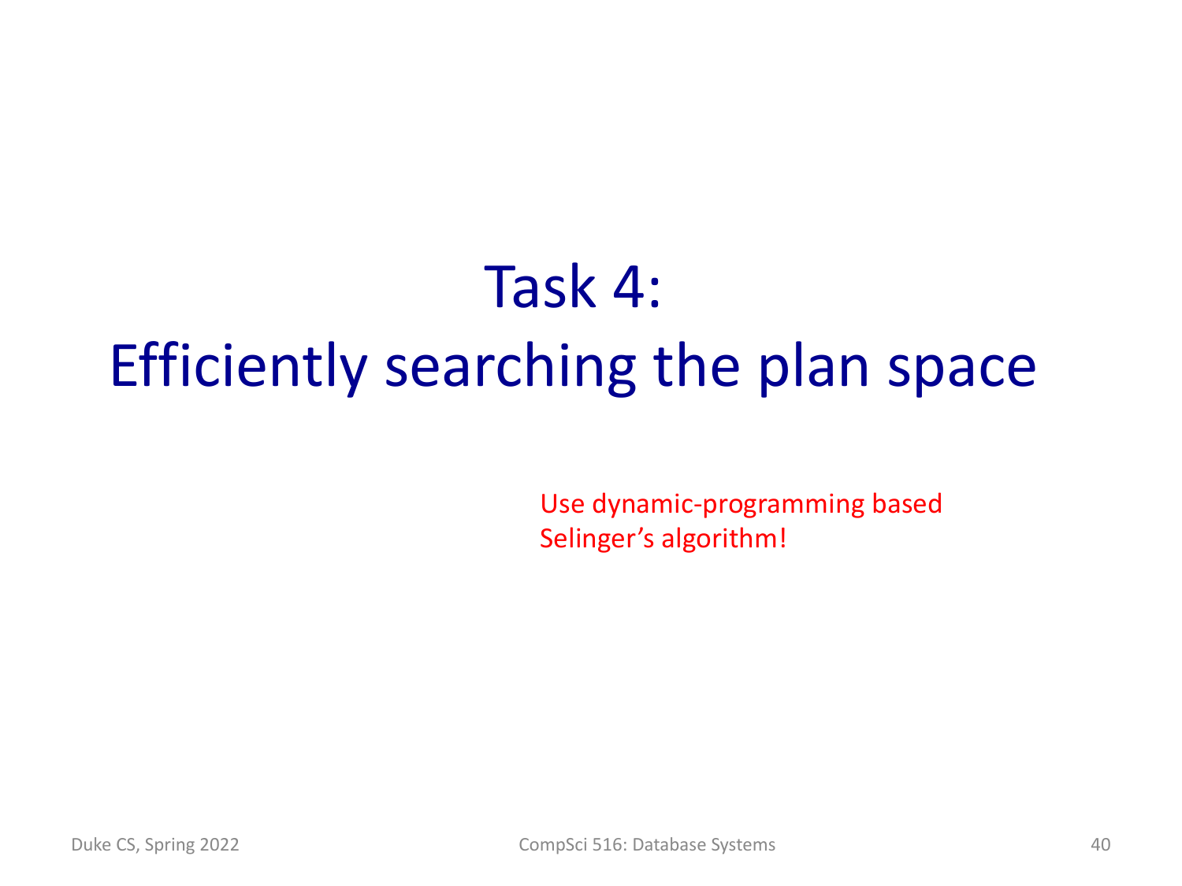# Task 4: Efficiently searching the plan space

Use dynamic-programming based Selinger's algorithm!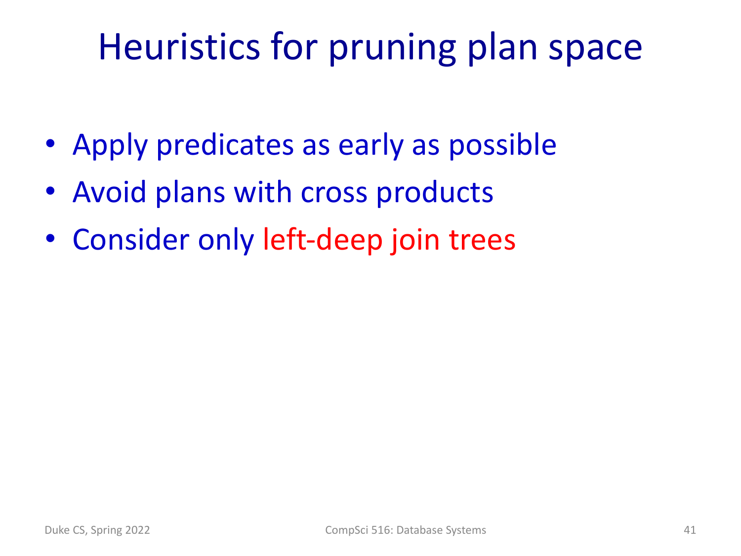# Heuristics for pruning plan space

- Apply predicates as early as possible
- Avoid plans with cross products
- Consider only left-deep join trees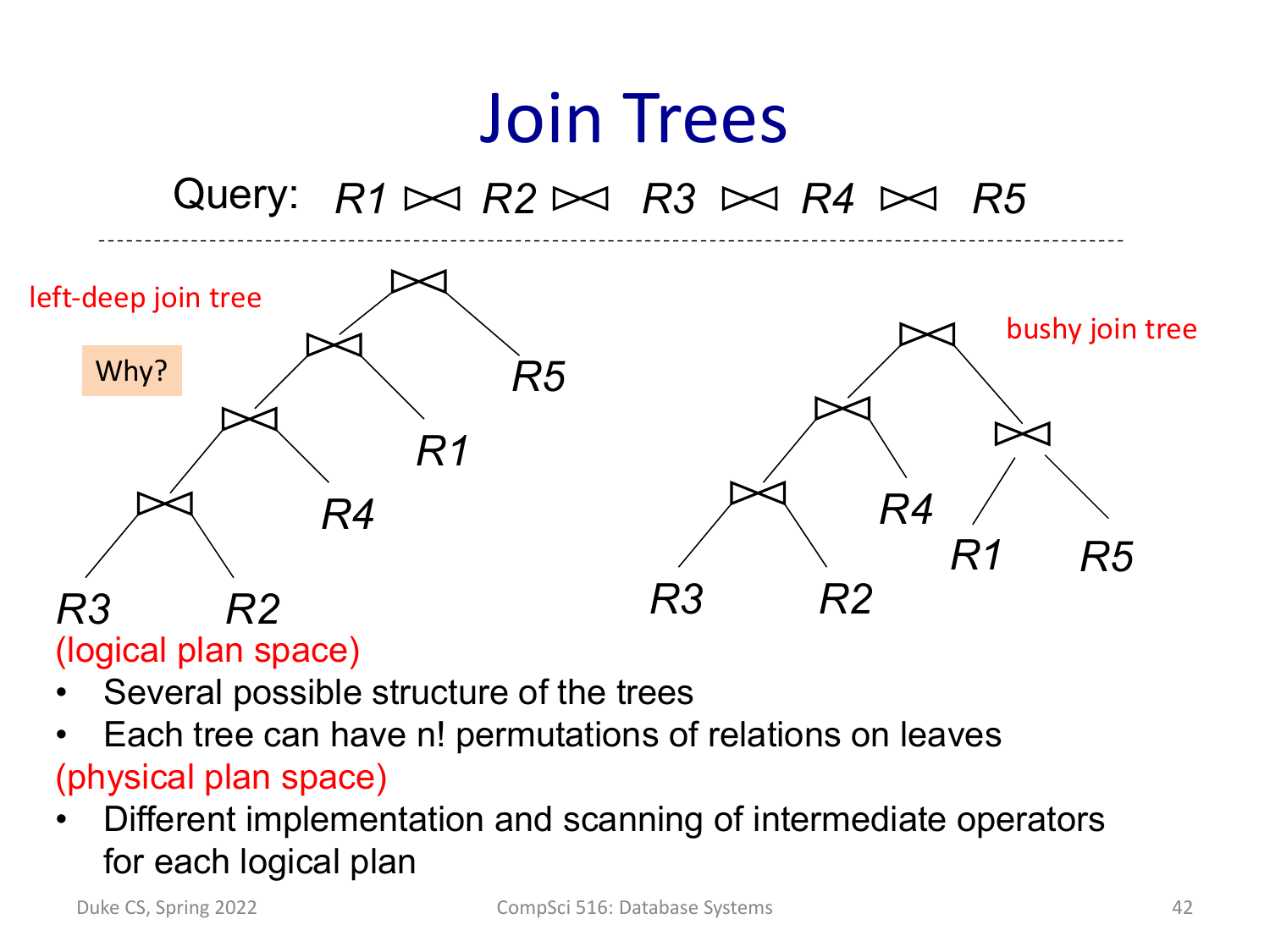# Join Trees

Query: $R1 \bowtie R2 \bowtie R3 \bowtie R4 \bowtie R5$

left-deep join tree

Why?

bushy join tree

(logical plan space)

- Several possible structure of the trees
- Each tree can have n! permutations of relations on leaves

(physical plan space)

- Different implementation and scanning of intermediate operators for each logical plan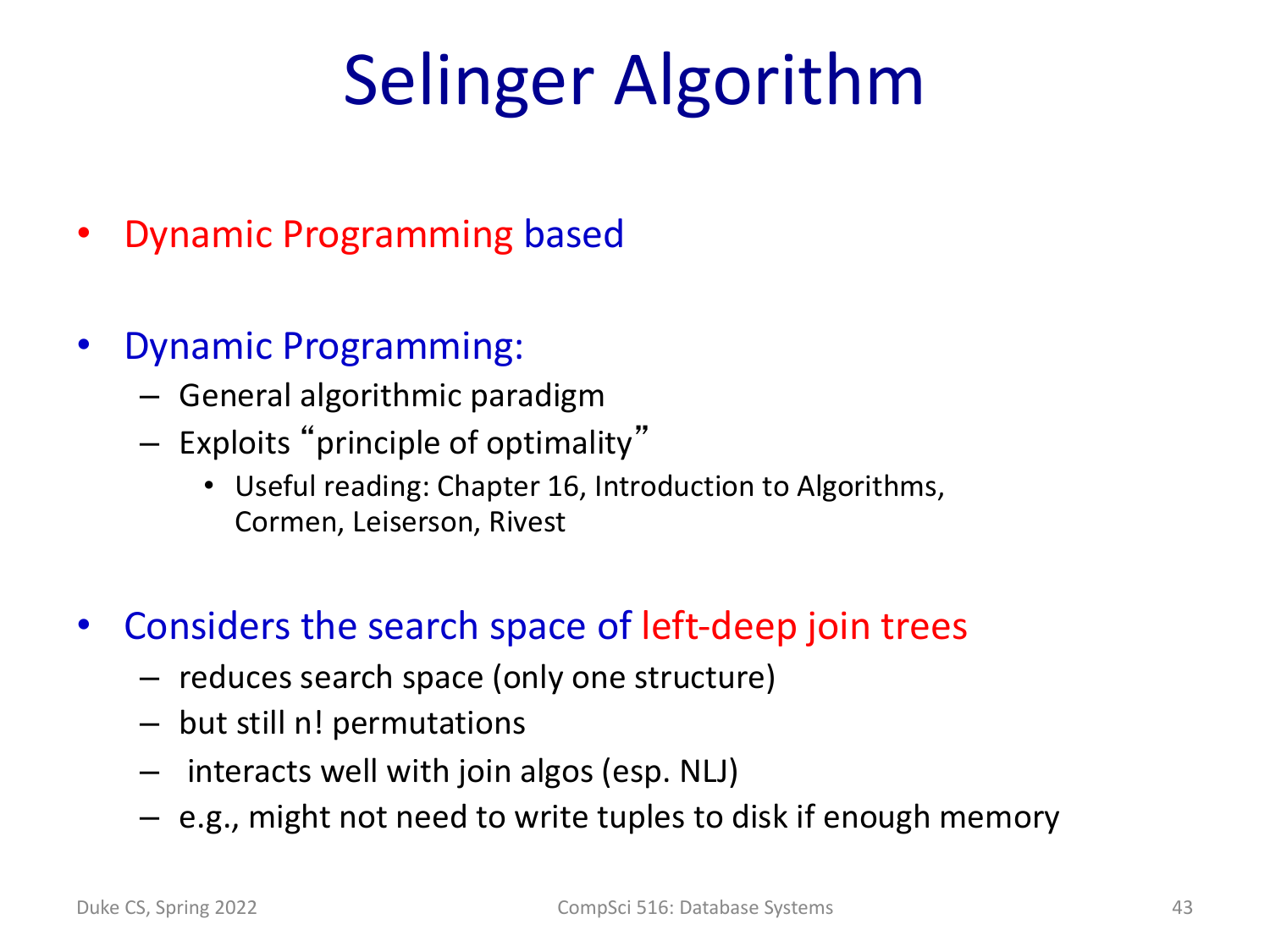# Selinger Algorithm

- Dynamic Programming based

- Dynamic Programming:
  - General algorithmic paradigm
  - Exploits "principle of optimality"
    - Useful reading: Chapter 16, Introduction to Algorithms, Cormen, Leiserson, Rivest

- Considers the search space of left-deep join trees
  - reduces search space (only one structure)
  - but still n! permutations
  - interacts well with join algos (esp. NLJ)
  - e.g., might not need to write tuples to disk if enough memory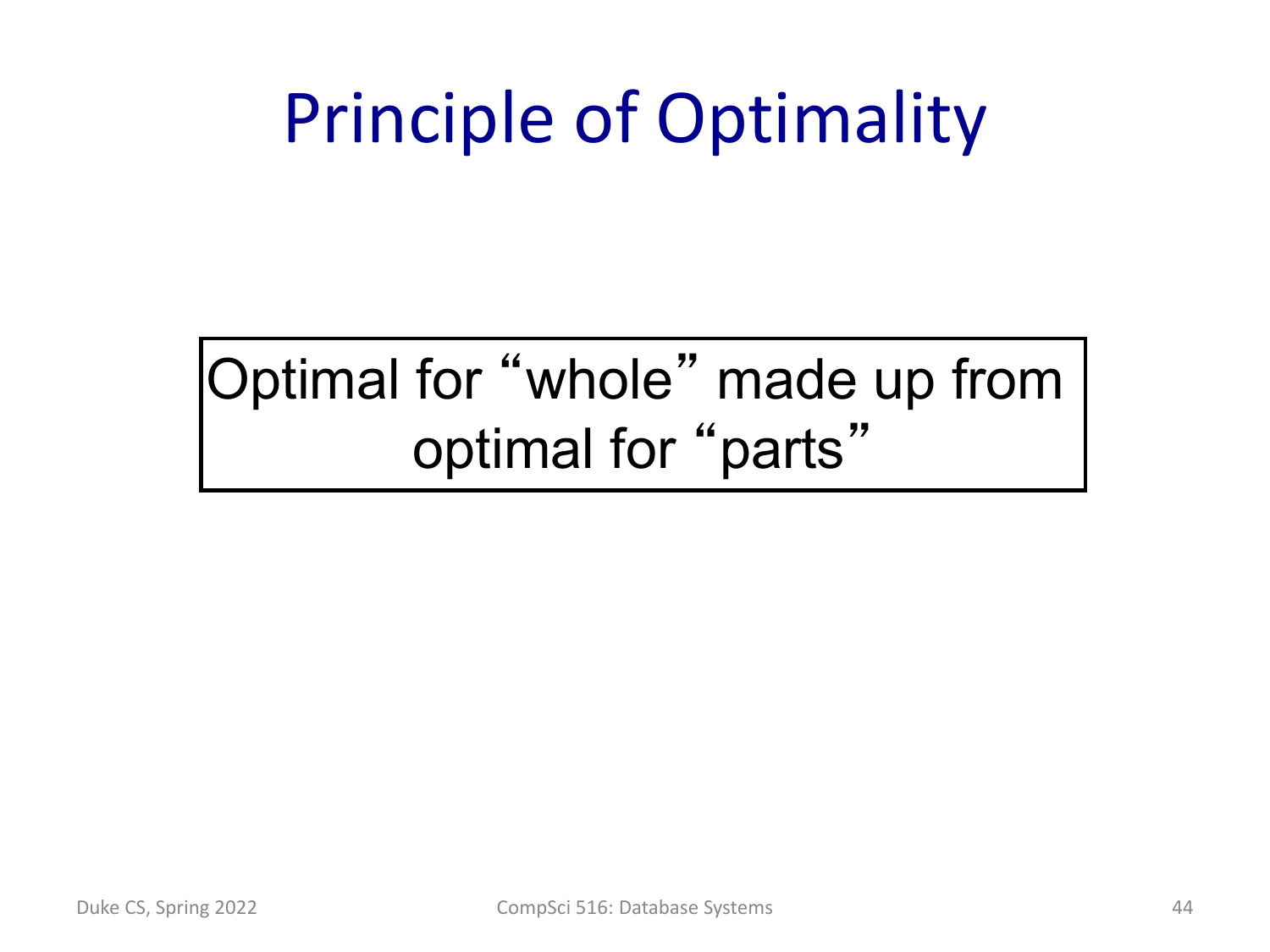# Principle of Optimality

Optimal for "whole" made up from optimal for "parts"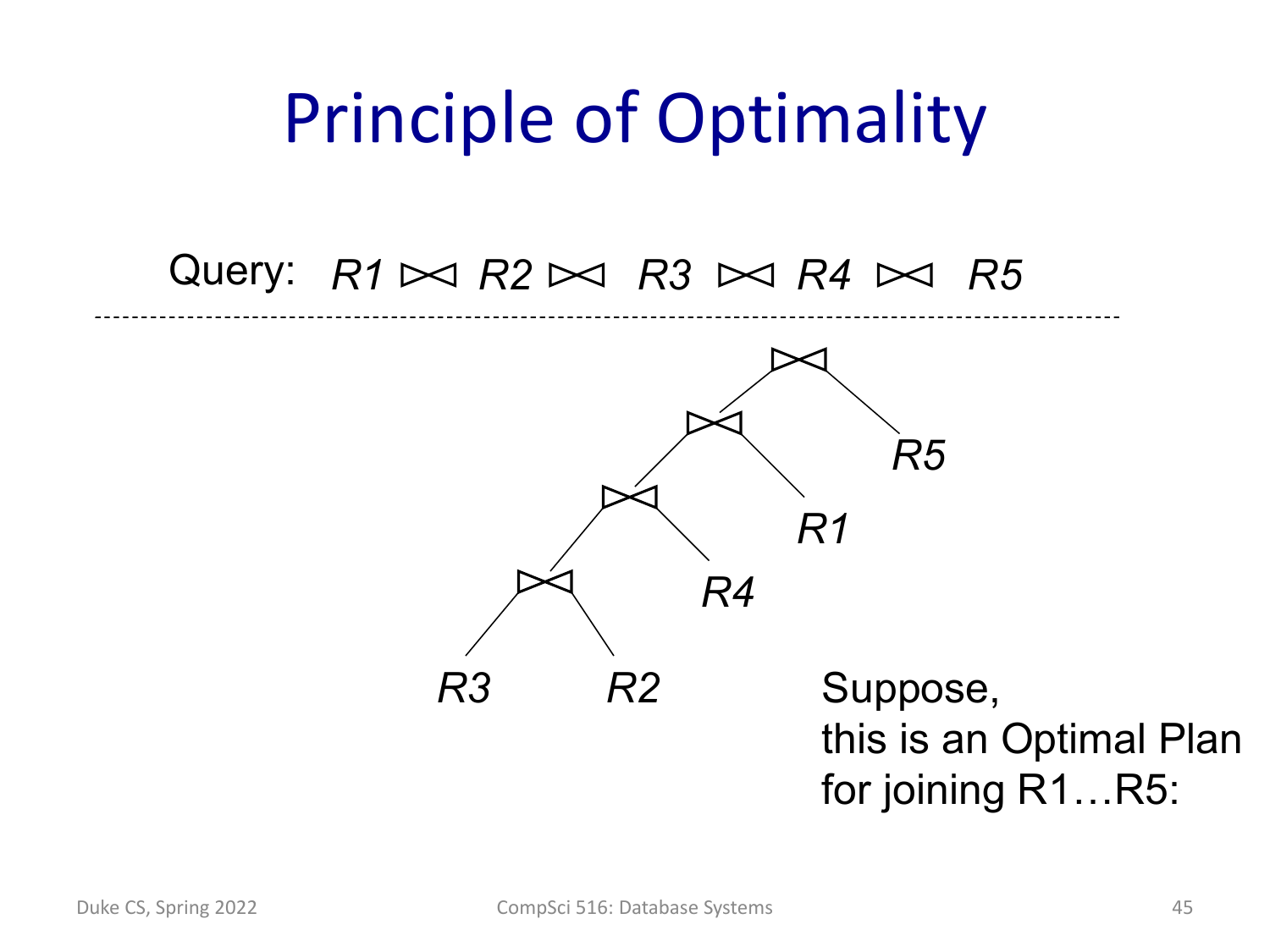# Principle of Optimality

Query: $R1 \bowtie R2 \bowtie R3 \bowtie R4 \bowtie R5$

R3 R2 R4 R1 R5

Suppose,
this is an Optimal Plan
for joining R1…R5: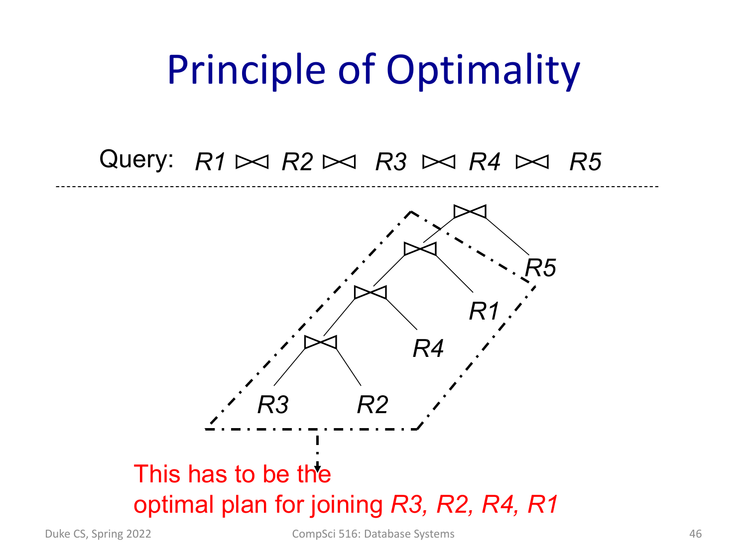# Principle of Optimality

Query: $R1 \bowtie R2 \bowtie R3 \bowtie R4 \bowtie R5$

This has to be the optimal plan for joining *R3, R2, R4, R1*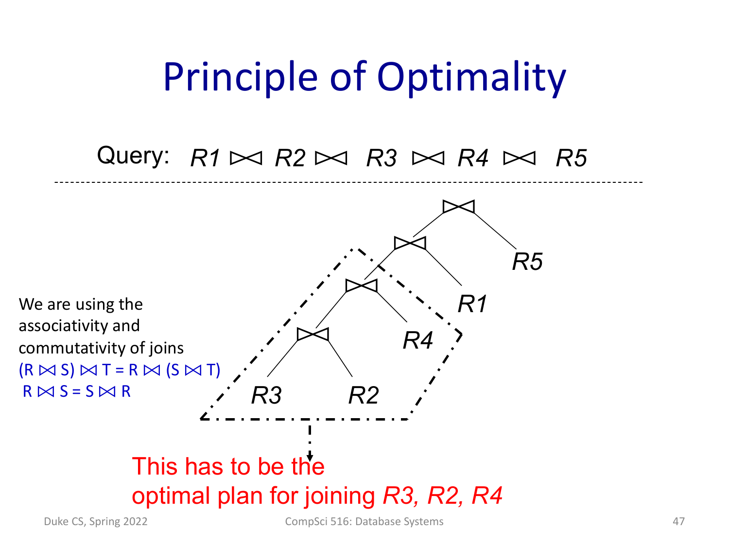# Principle of Optimality

Query: $R1 \bowtie R2 \bowtie R3 \bowtie R4 \bowtie R5$

R5

R1

R4

R3 R2

We are using the associativity and commutativity of joins

$(R \bowtie S) \bowtie T = R \bowtie (S \bowtie T)$

$R \bowtie S = S \bowtie R$

This has to be the optimal plan for joining *R3, R2, R4*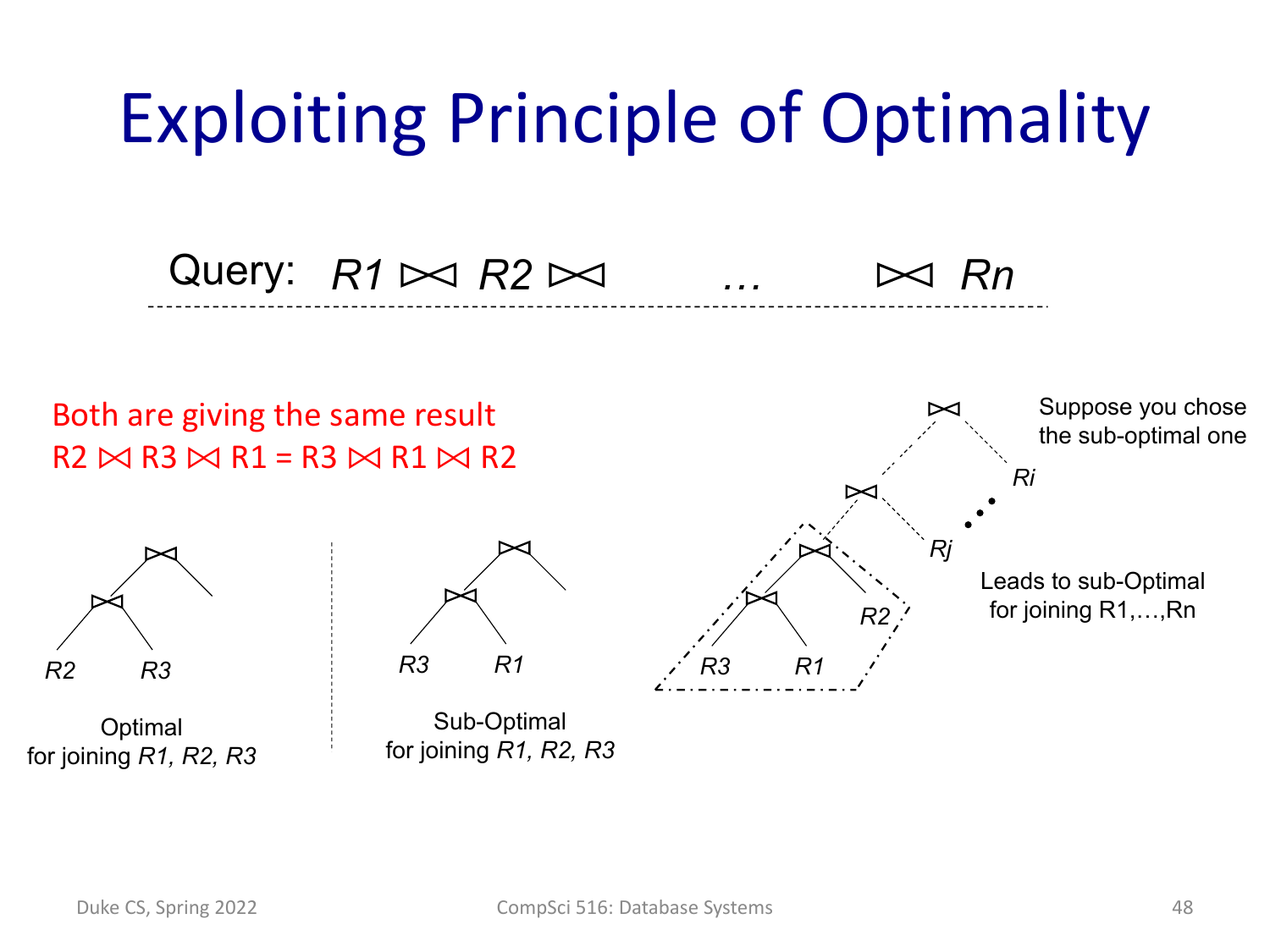# Exploiting Principle of Optimality

Query: $R1 \bowtie R2 \bowtie \ldots \bowtie Rn$

Both are giving the same result
R2 ⋈ R3 ⋈ R1 = R3 ⋈ R1 ⋈ R2

R2 R3

Optimal
for joining *R1, R2, R3*

R3 R1

Sub-Optimal
for joining *R1, R2, R3*

R3 R1 R2 Rj Ri

Suppose you chose the sub-optimal one

Leads to sub-Optimal for joining R1,…,Rn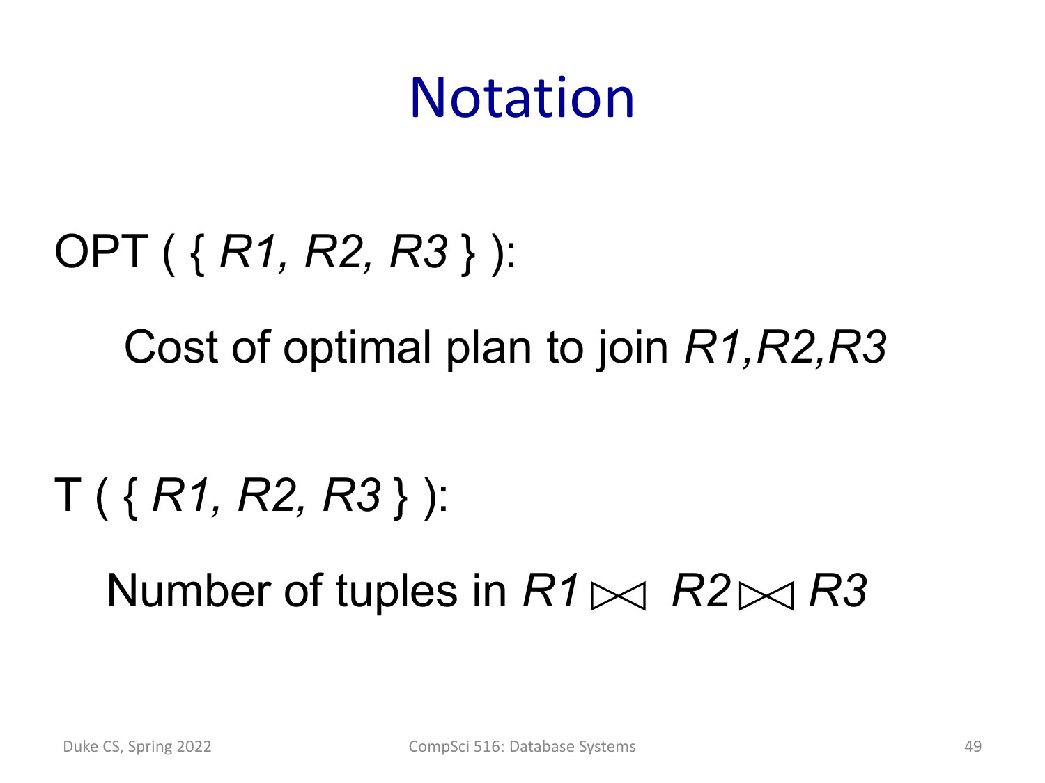# Notation

OPT ( { *R1, R2, R3* } ):

Cost of optimal plan to join *R1,R2,R3*

T ( { *R1, R2, R3* } ):

Number of tuples in $R1 \bowtie R2 \bowtie R3$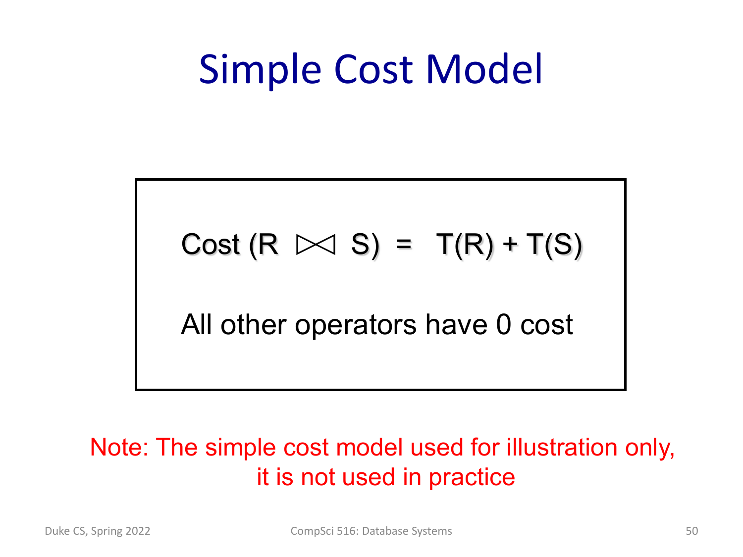# Simple Cost Model

$$\text{Cost}(R \bowtie S) = T(R) + T(S)$$

All other operators have 0 cost

Note: The simple cost model used for illustration only, it is not used in practice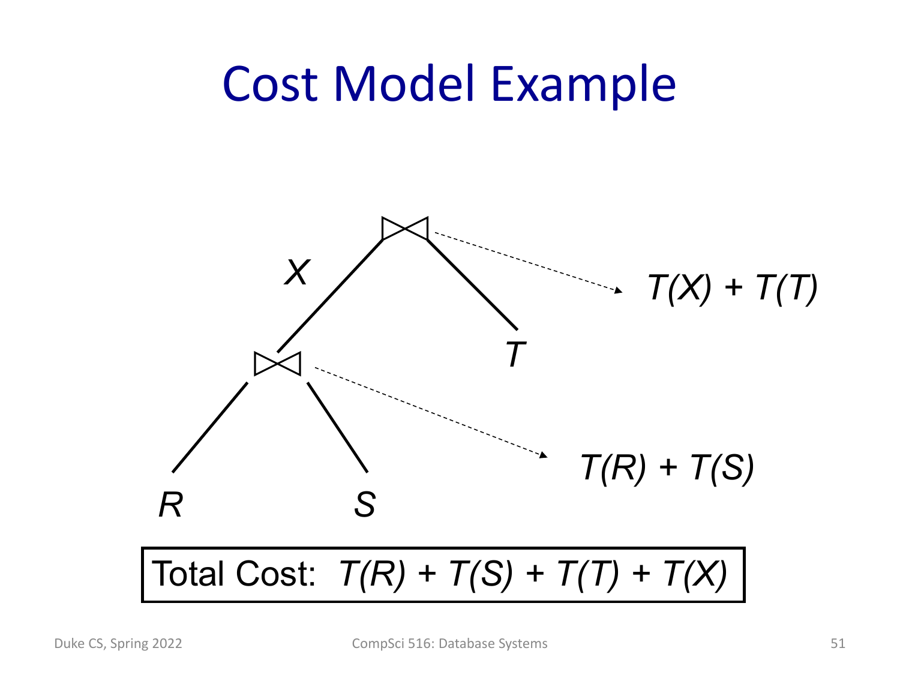# Cost Model Example

$X$

$T(X) + T(T)$

$T$

$T(R) + T(S)$

$R$ $S$

Total Cost: $T(R) + T(S) + T(T) + T(X)$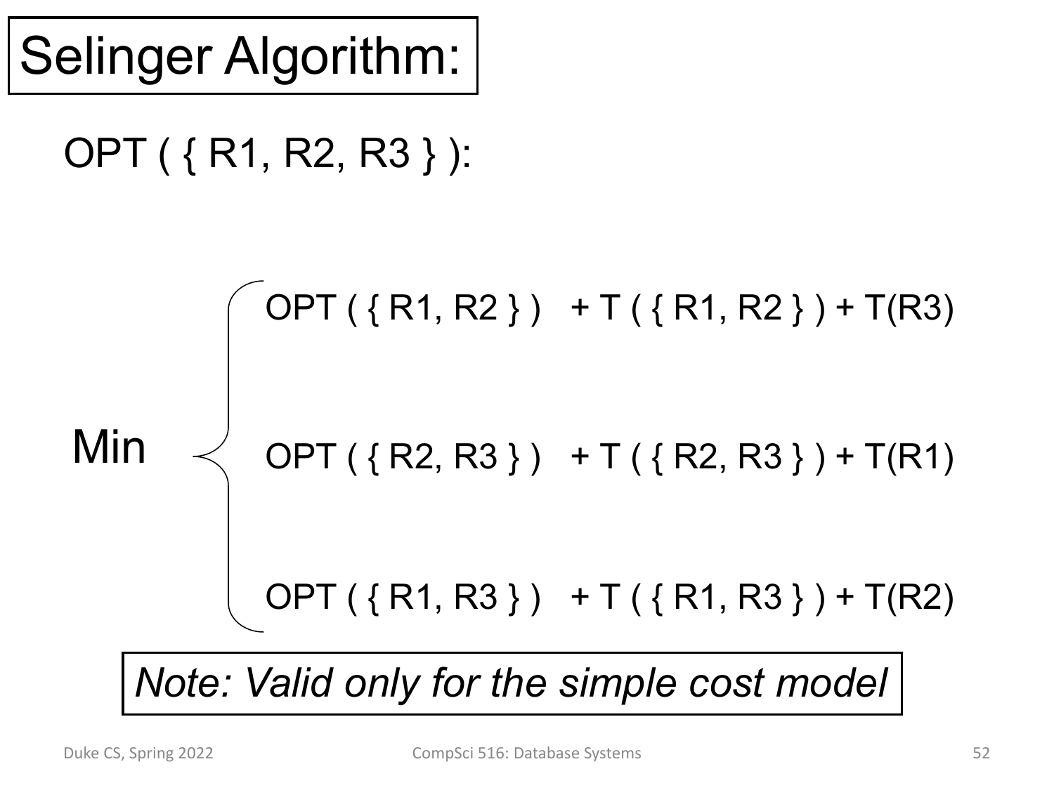# Selinger Algorithm:

OPT ( { R1, R2, R3 } ):

Min of:

- OPT ( { R1, R2 } ) + T ( { R1, R2 } ) + T(R3)
- OPT ( { R2, R3 } ) + T ( { R2, R3 } ) + T(R1)
- OPT ( { R1, R3 } ) + T ( { R1, R3 } ) + T(R2)

*Note: Valid only for the simple cost model*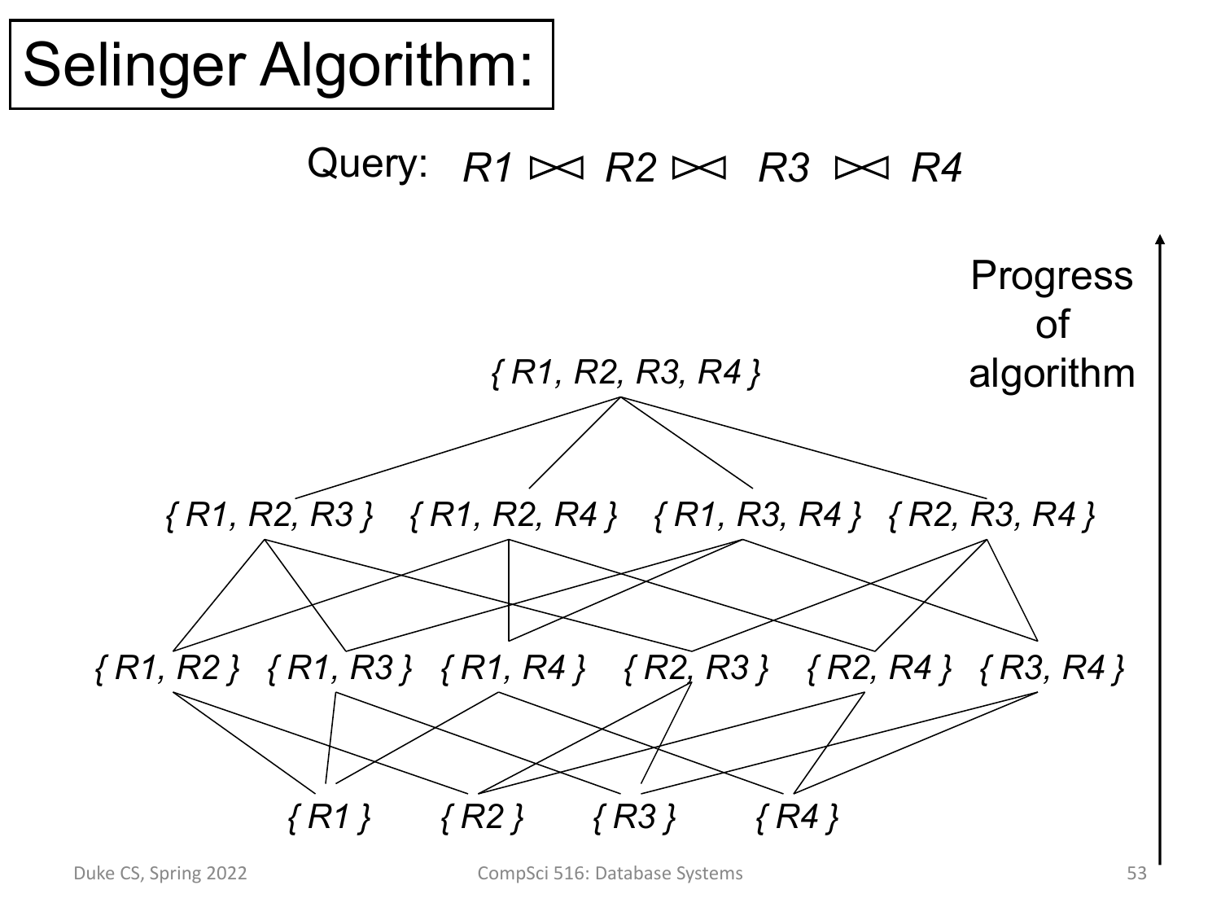# Selinger Algorithm:

Query: $R1 \bowtie R2 \bowtie R3 \bowtie R4$

Progress of algorithm

*{ R1, R2, R3, R4 }*

*{ R1, R2, R3 }* *{ R1, R2, R4 }* *{ R1, R3, R4 }* *{ R2, R3, R4 }*

*{ R1, R2 }* *{ R1, R3 }* *{ R1, R4 }* *{ R2, R3 }* *{ R2, R4 }* *{ R3, R4 }*

*{ R1 }* *{ R2 }* *{ R3 }* *{ R4 }*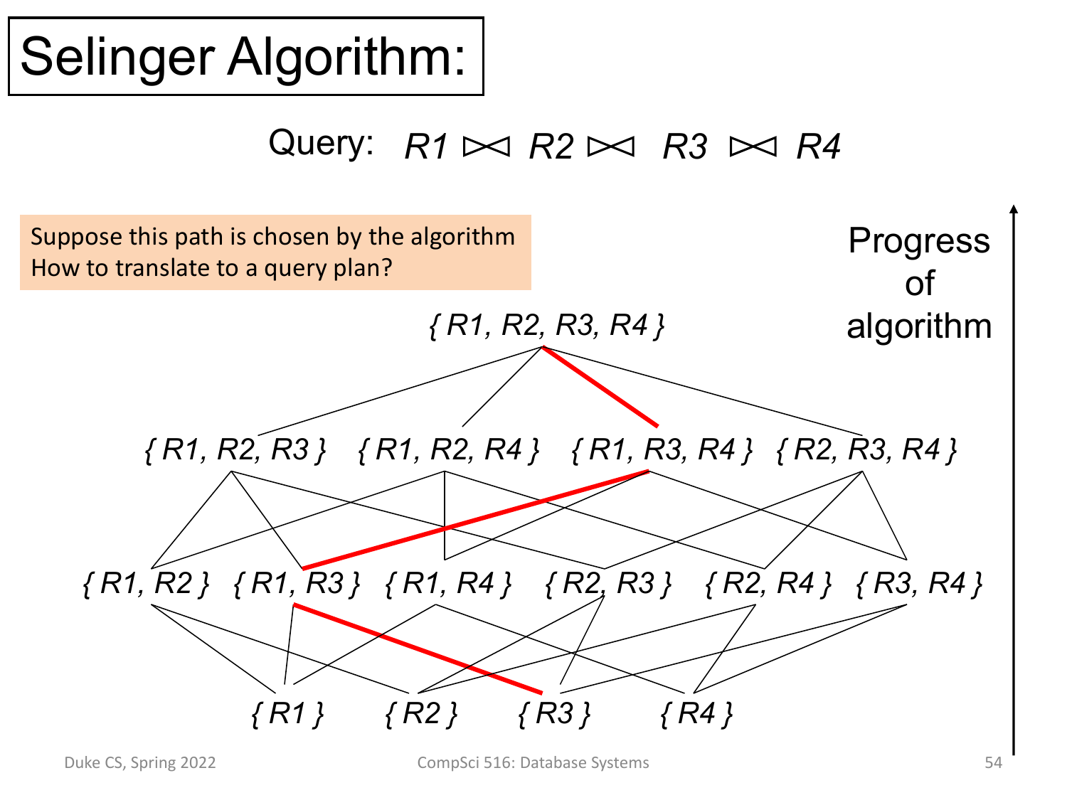# Selinger Algorithm:

Query: $R1 \bowtie R2 \bowtie R3 \bowtie R4$

Suppose this path is chosen by the algorithm
How to translate to a query plan?

Progress of algorithm

{ R1, R2, R3, R4 }

{ R1, R2, R3 } { R1, R2, R4 } { R1, R3, R4 } { R2, R3, R4 }

{ R1, R2 } { R1, R3 } { R1, R4 } { R2, R3 } { R2, R4 } { R3, R4 }

{ R1 } { R2 } { R3 } { R4 }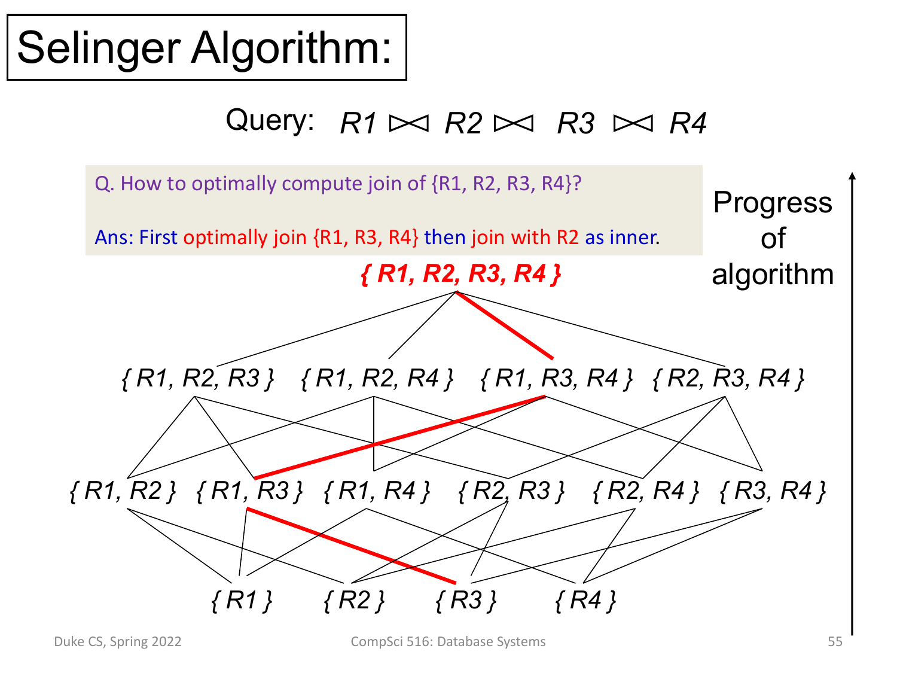# Selinger Algorithm:

Query: $R1 \bowtie R2 \bowtie R3 \bowtie R4$

Q. How to optimally compute join of {R1, R2, R3, R4}?

Ans: First optimally join {R1, R3, R4} then join with R2 as inner.

Progress of algorithm

*{ R1, R2, R3, R4 }*

*{ R1, R2, R3 }* *{ R1, R2, R4 }* *{ R1, R3, R4 }* *{ R2, R3, R4 }*

*{ R1, R2 }* *{ R1, R3 }* *{ R1, R4 }* *{ R2, R3 }* *{ R2, R4 }* *{ R3, R4 }*

*{ R1 }* *{ R2 }* *{ R3 }* *{ R4 }*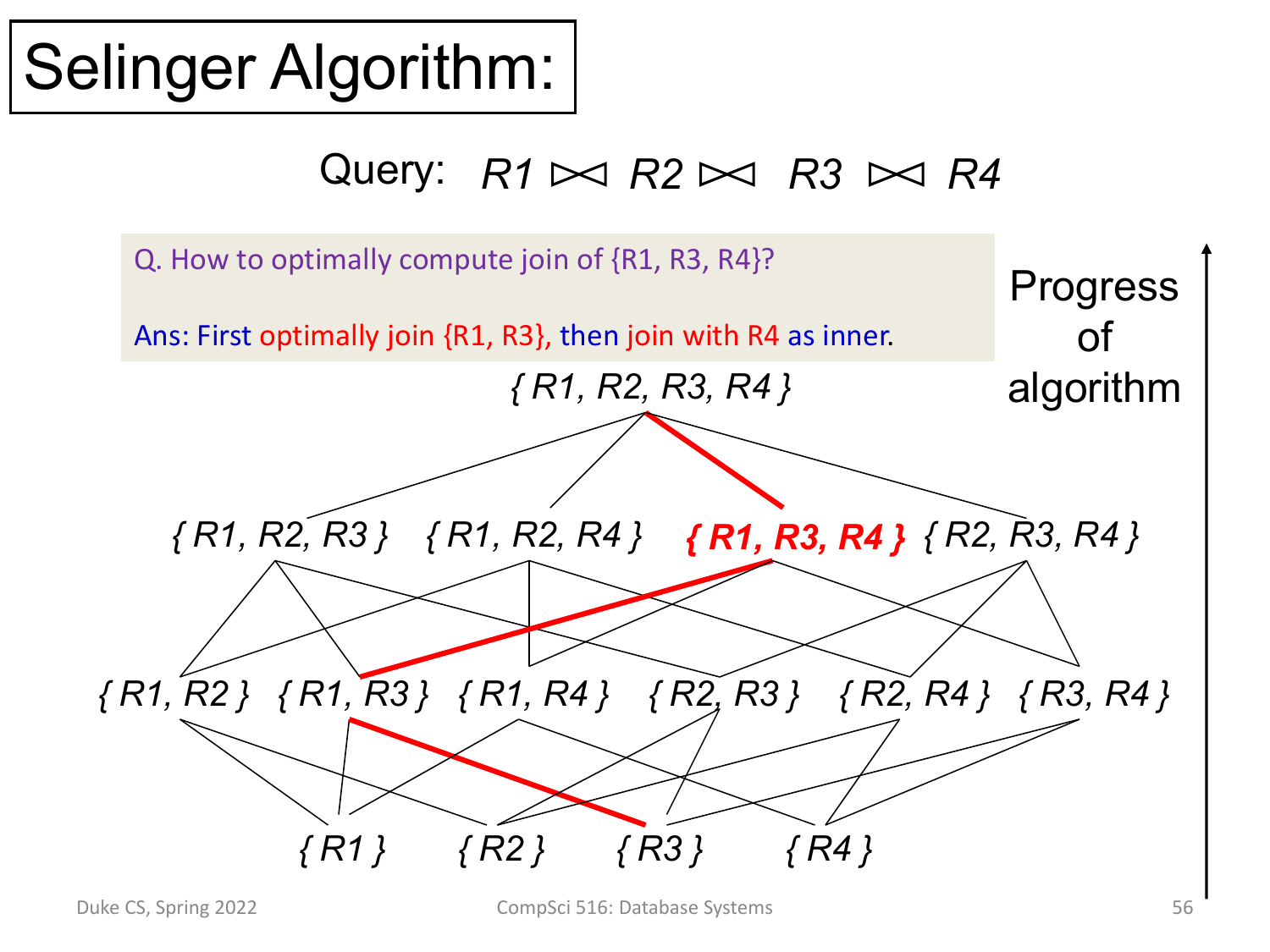# Selinger Algorithm:

Query: $R1 \bowtie R2 \bowtie R3 \bowtie R4$

Q. How to optimally compute join of {R1, R3, R4}?

Ans: First optimally join {R1, R3}, then join with R4 as inner.

Progress of algorithm

{ R1, R2, R3, R4 }

{ R1, R2, R3 } { R1, R2, R4 } **{ R1, R3, R4 }** { R2, R3, R4 }

{ R1, R2 } { R1, R3 } { R1, R4 } { R2, R3 } { R2, R4 } { R3, R4 }

{ R1 } { R2 } { R3 } { R4 }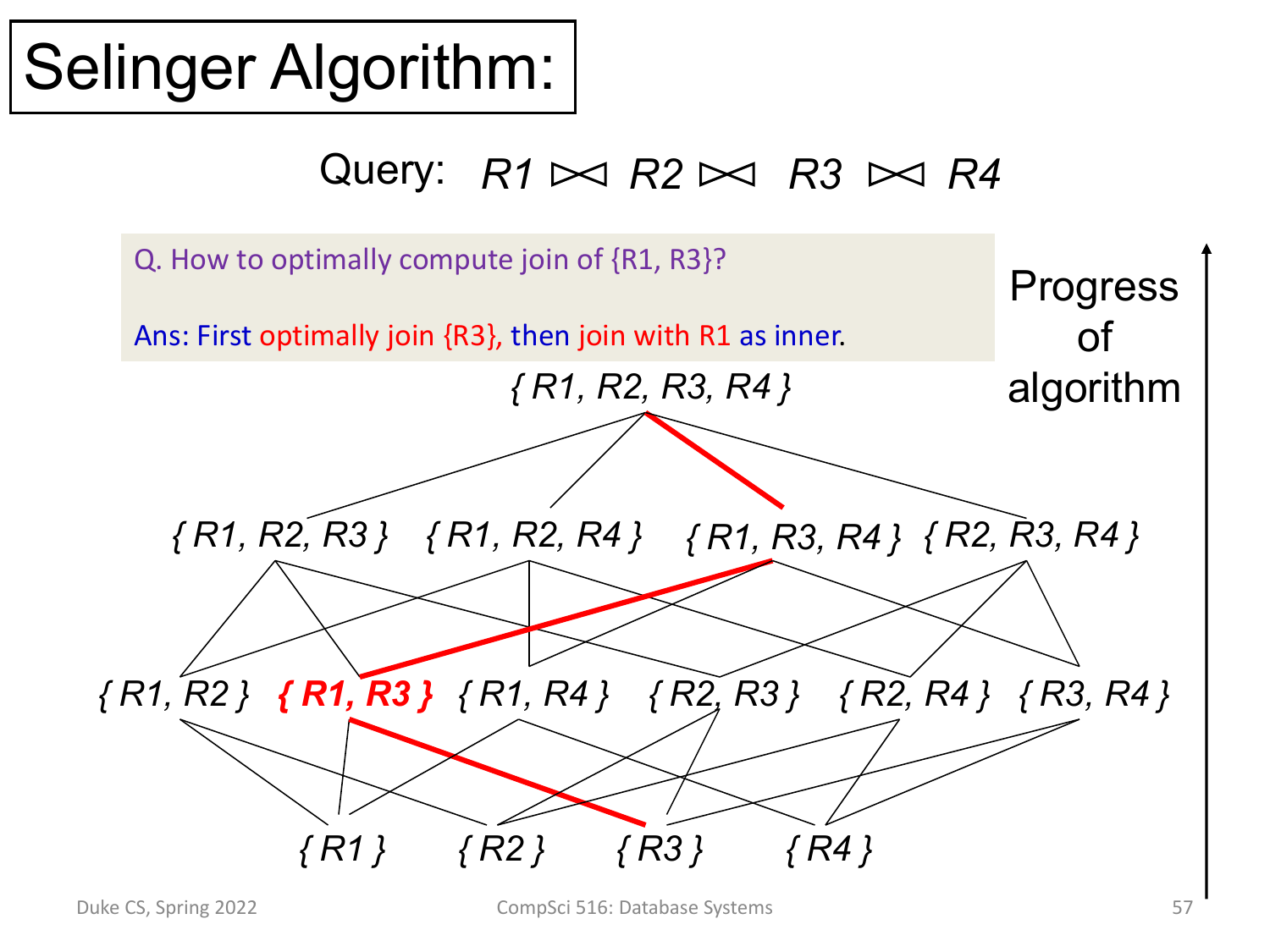# Selinger Algorithm:

Query: $R1 \bowtie R2 \bowtie R3 \bowtie R4$

Q. How to optimally compute join of {R1, R3}?

Ans: First optimally join {R3}, then join with R1 as inner.

{ R1, R2, R3, R4 }

{ R1, R2, R3 } { R1, R2, R4 } { R1, R3, R4 } { R2, R3, R4 }

{ R1, R2 } **{ R1, R3 }** { R1, R4 } { R2, R3 } { R2, R4 } { R3, R4 }

{ R1 } { R2 } { R3 } { R4 }

Progress of algorithm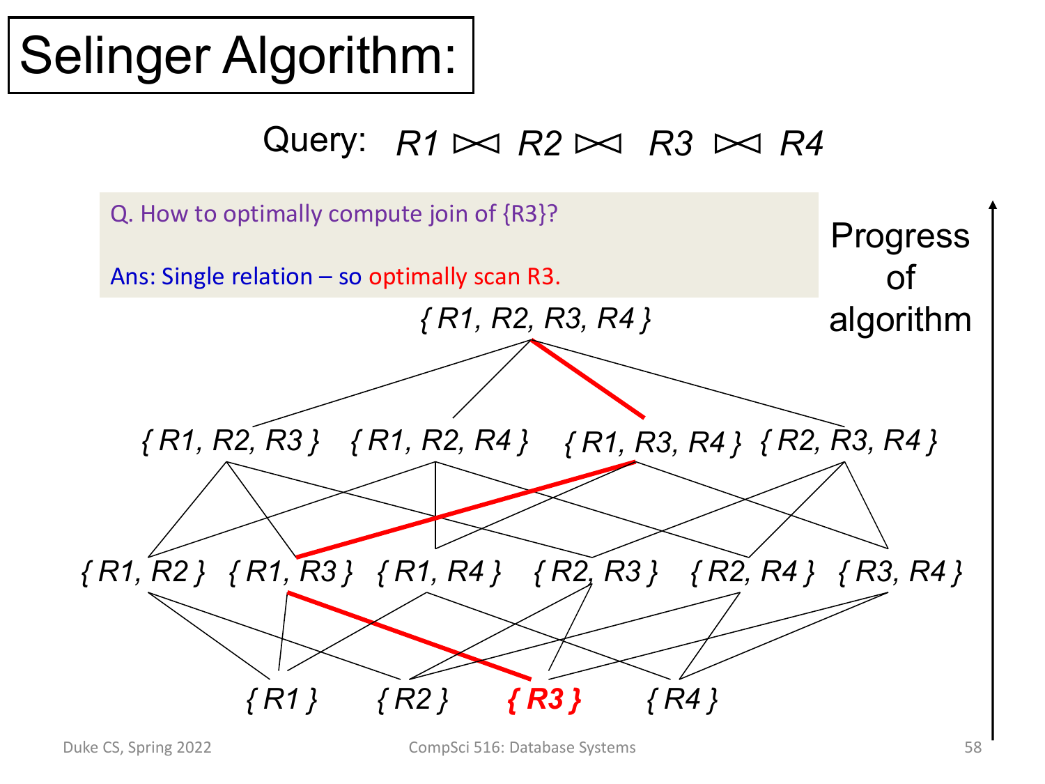# Selinger Algorithm:

Query: $R1 \bowtie R2 \bowtie R3 \bowtie R4$

Q. How to optimally compute join of {R3}?

Ans: Single relation – so optimally scan R3.

{ R1, R2, R3, R4 }

{ R1, R2, R3 } { R1, R2, R4 } { R1, R3, R4 } { R2, R3, R4 }

{ R1, R2 } { R1, R3 } { R1, R4 } { R2, R3 } { R2, R4 } { R3, R4 }

{ R1 } { R2 } **{ R3 }** { R4 }

Progress of algorithm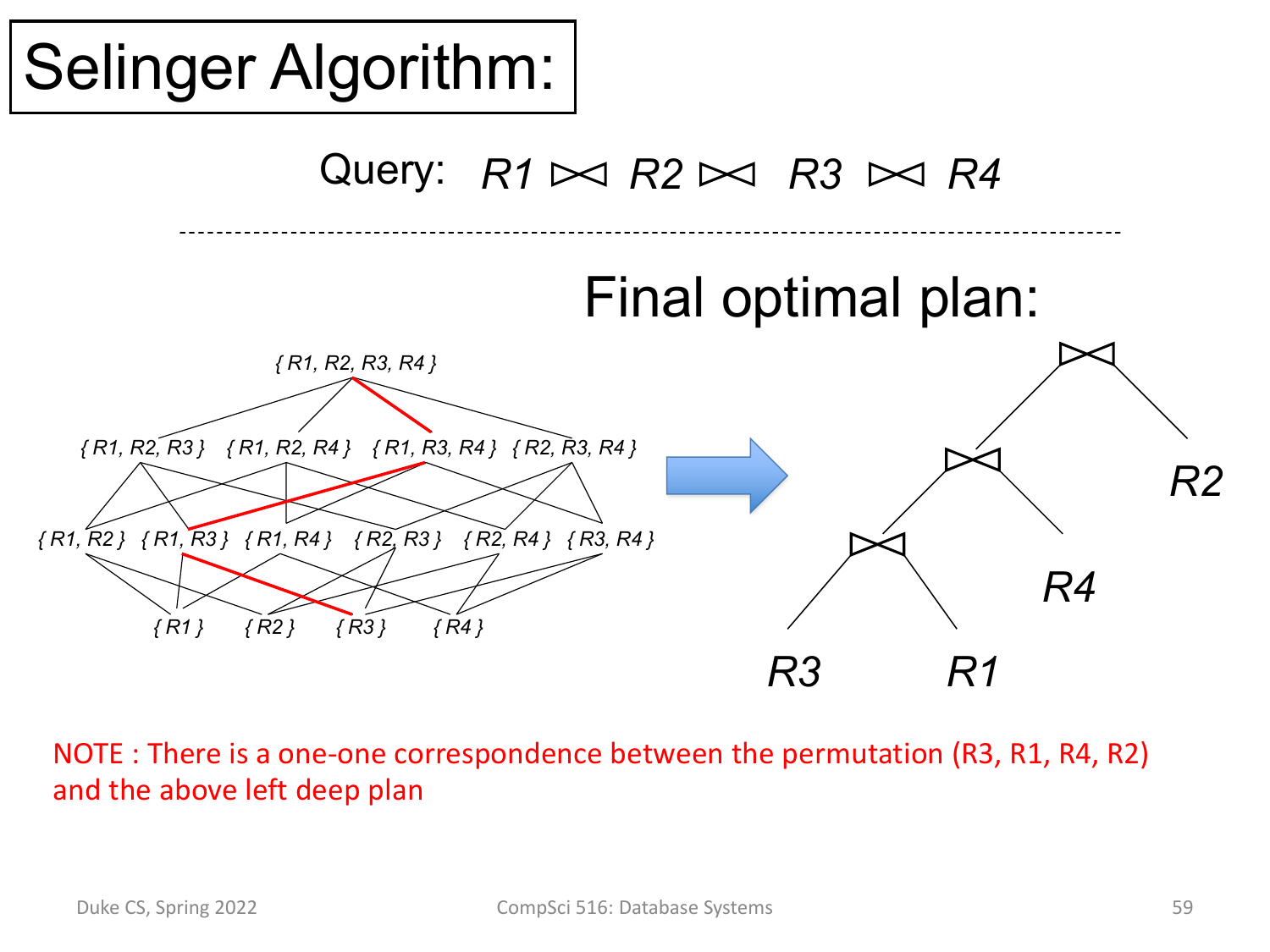# Selinger Algorithm:

Query: $R1 \bowtie R2 \bowtie R3 \bowtie R4$

Final optimal plan:

{ R1, R2, R3, R4 }

{ R1, R2, R3 } { R1, R2, R4 } { R1, R3, R4 } { R2, R3, R4 }

{ R1, R2 } { R1, R3 } { R1, R4 } { R2, R3 } { R2, R4 } { R3, R4 }

{ R1 } { R2 } { R3 } { R4 }

R3 R1 R4 R2

NOTE : There is a one-one correspondence between the permutation (R3, R1, R4, R2) and the above left deep plan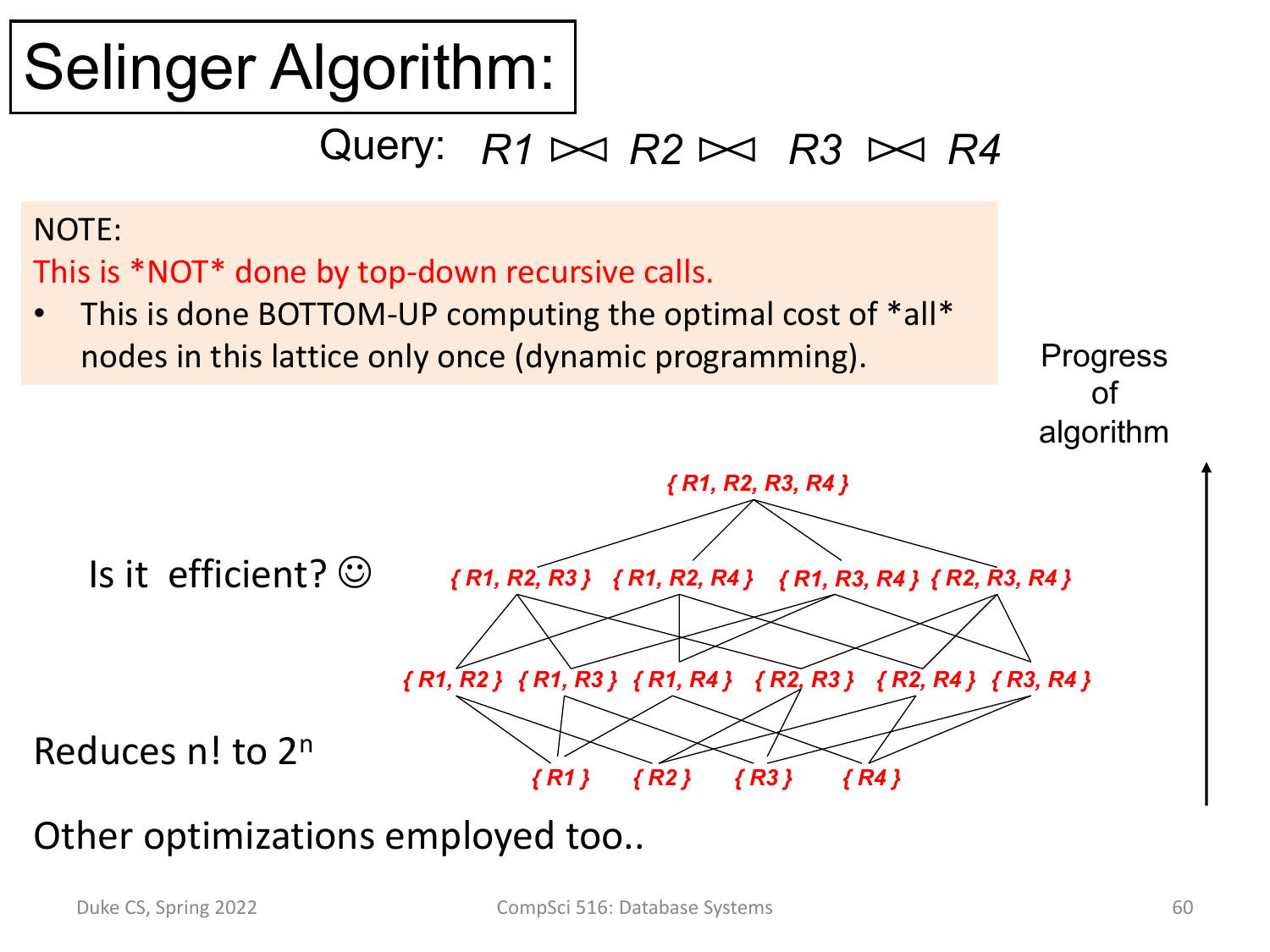# Selinger Algorithm:

Query: $R1 \bowtie R2 \bowtie R3 \bowtie R4$

NOTE:

This is *NOT* done by top-down recursive calls.

- This is done BOTTOM-UP computing the optimal cost of *all* nodes in this lattice only once (dynamic programming).

Progress of algorithm

{ R1, R2, R3, R4 }

{ R1, R2, R3 } { R1, R2, R4 } { R1, R3, R4 } { R2, R3, R4 }

{ R1, R2 } { R1, R3 } { R1, R4 } { R2, R3 } { R2, R4 } { R3, R4 }

{ R1 } { R2 } { R3 } { R4 }

Is it efficient? ☺

Reduces n! to $2^n$

Other optimizations employed too..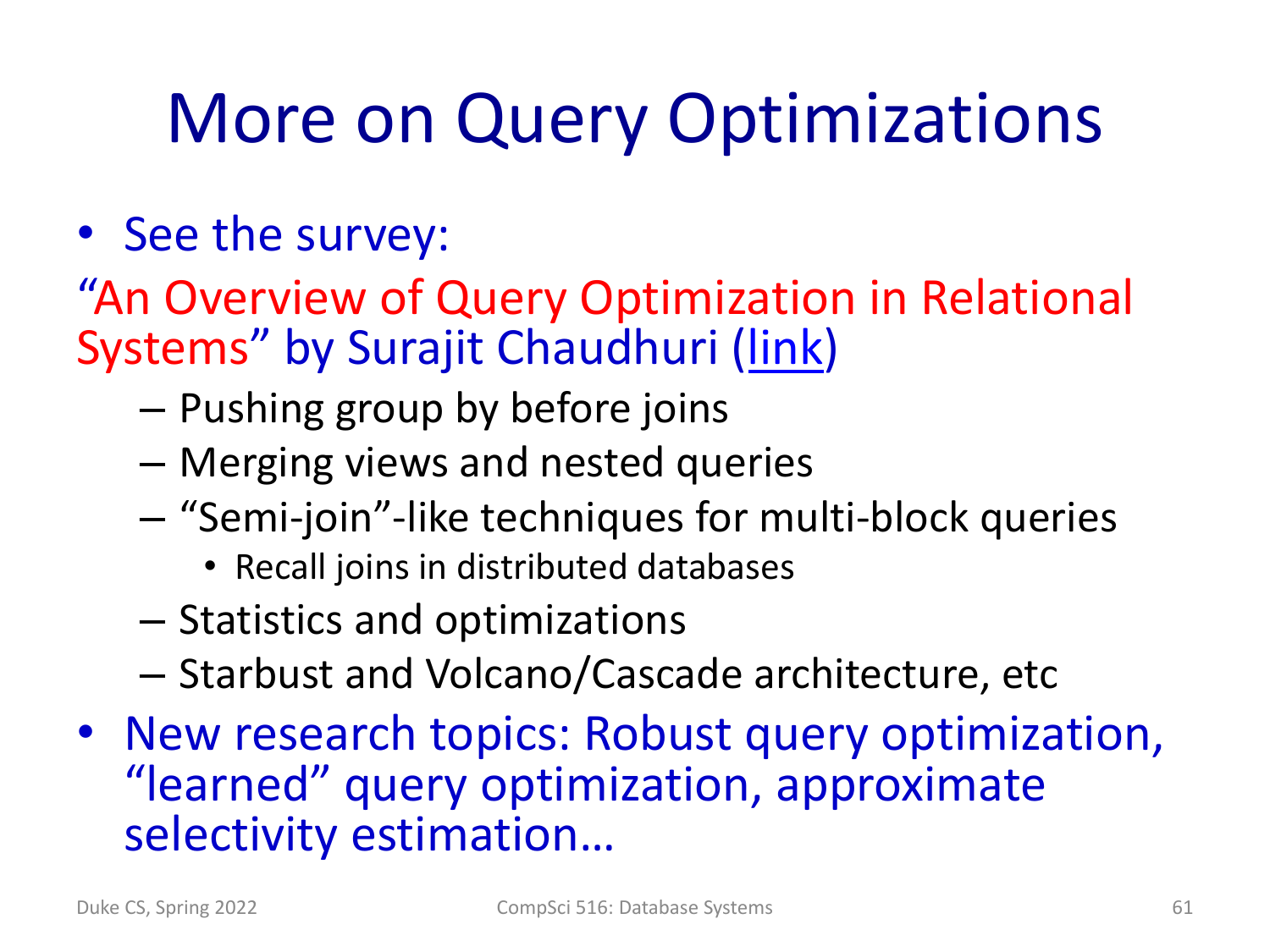# More on Query Optimizations

- See the survey:

"An Overview of Query Optimization in Relational Systems" by Surajit Chaudhuri (link)

  - Pushing group by before joins
  - Merging views and nested queries
  - "Semi-join"-like techniques for multi-block queries
    - Recall joins in distributed databases
  - Statistics and optimizations
  - Starbust and Volcano/Cascade architecture, etc

- New research topics: Robust query optimization, "learned" query optimization, approximate selectivity estimation…